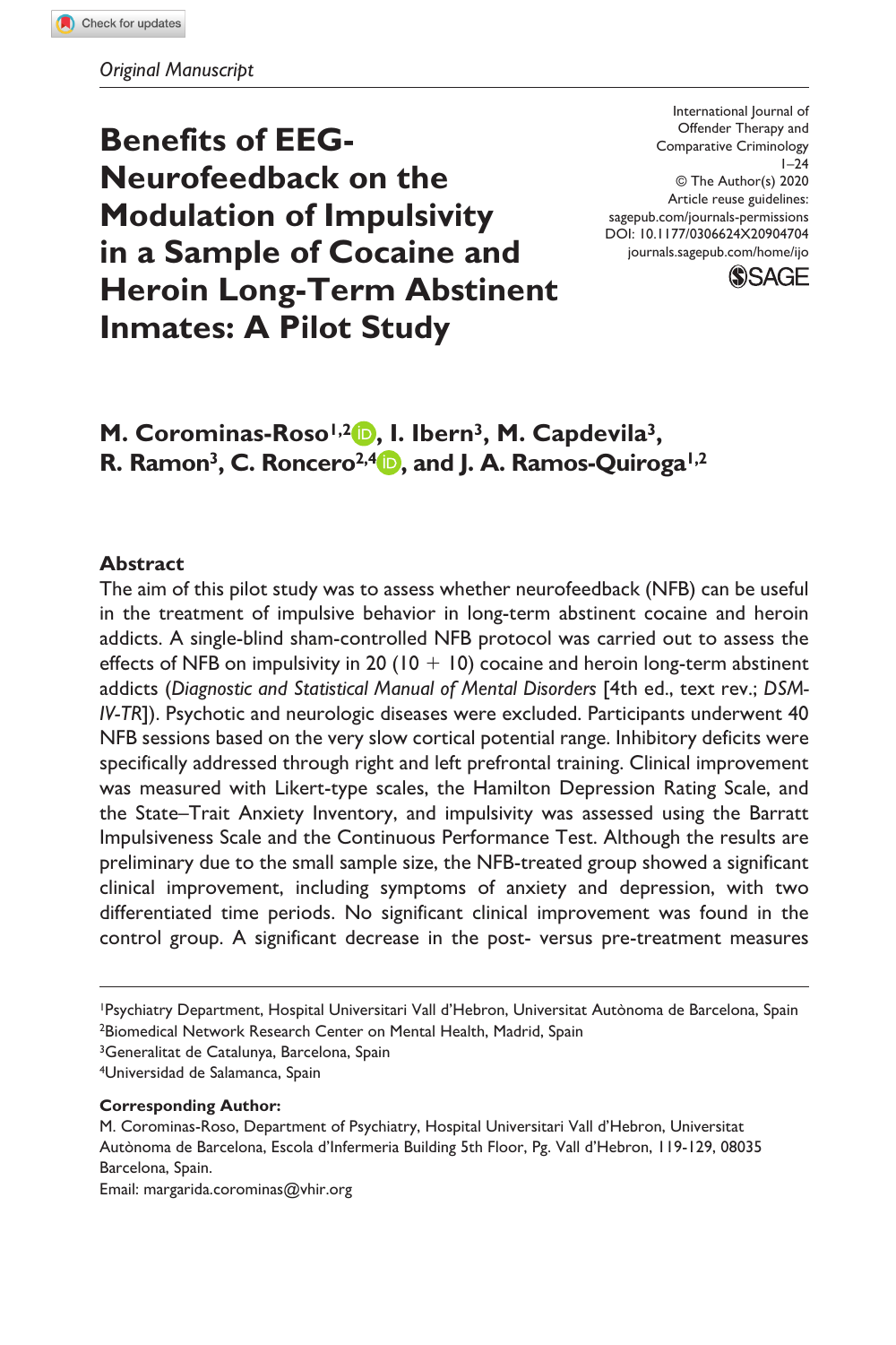*Original Manuscript*

# Benefits of EEG-Neurofeedback on the Modulation of Impulsivity in a Sample of Cocaine and Heroin Long-Term Abstinent Inmates: A Pilot Study

International Journal of Offender Therapy and Comparative Criminology
© The Author(s) 2020
Article reuse guidelines: sagepub.com/journals-permissions
DOI: 10.1177/0306624X20904704
journals.sagepub.com/home/ijo

**M. Corominas-Roso[1,2], I. Ibern[3], M. Capdevila[3], R. Ramon[3], C. Roncero[2,4], and J. A. Ramos-Quiroga[1,2]**

## Abstract

The aim of this pilot study was to assess whether neurofeedback (NFB) can be useful in the treatment of impulsive behavior in long-term abstinent cocaine and heroin addicts. A single-blind sham-controlled NFB protocol was carried out to assess the effects of NFB on impulsivity in 20 (10 + 10) cocaine and heroin long-term abstinent addicts (*Diagnostic and Statistical Manual of Mental Disorders* [4th ed., text rev.; *DSM-IV-TR*]). Psychotic and neurologic diseases were excluded. Participants underwent 40 NFB sessions based on the very slow cortical potential range. Inhibitory deficits were specifically addressed through right and left prefrontal training. Clinical improvement was measured with Likert-type scales, the Hamilton Depression Rating Scale, and the State–Trait Anxiety Inventory, and impulsivity was assessed using the Barratt Impulsiveness Scale and the Continuous Performance Test. Although the results are preliminary due to the small sample size, the NFB-treated group showed a significant clinical improvement, including symptoms of anxiety and depression, with two differentiated time periods. No significant clinical improvement was found in the control group. A significant decrease in the post- versus pre-treatment measures

[1]Psychiatry Department, Hospital Universitari Vall d'Hebron, Universitat Autònoma de Barcelona, Spain
[2]Biomedical Network Research Center on Mental Health, Madrid, Spain
[3]Generalitat de Catalunya, Barcelona, Spain
[4]Universidad de Salamanca, Spain

**Corresponding Author:**
M. Corominas-Roso, Department of Psychiatry, Hospital Universitari Vall d'Hebron, Universitat Autònoma de Barcelona, Escola d'Infermeria Building 5th Floor, Pg. Vall d'Hebron, 119-129, 08035 Barcelona, Spain.
Email: margarida.corominas@vhir.org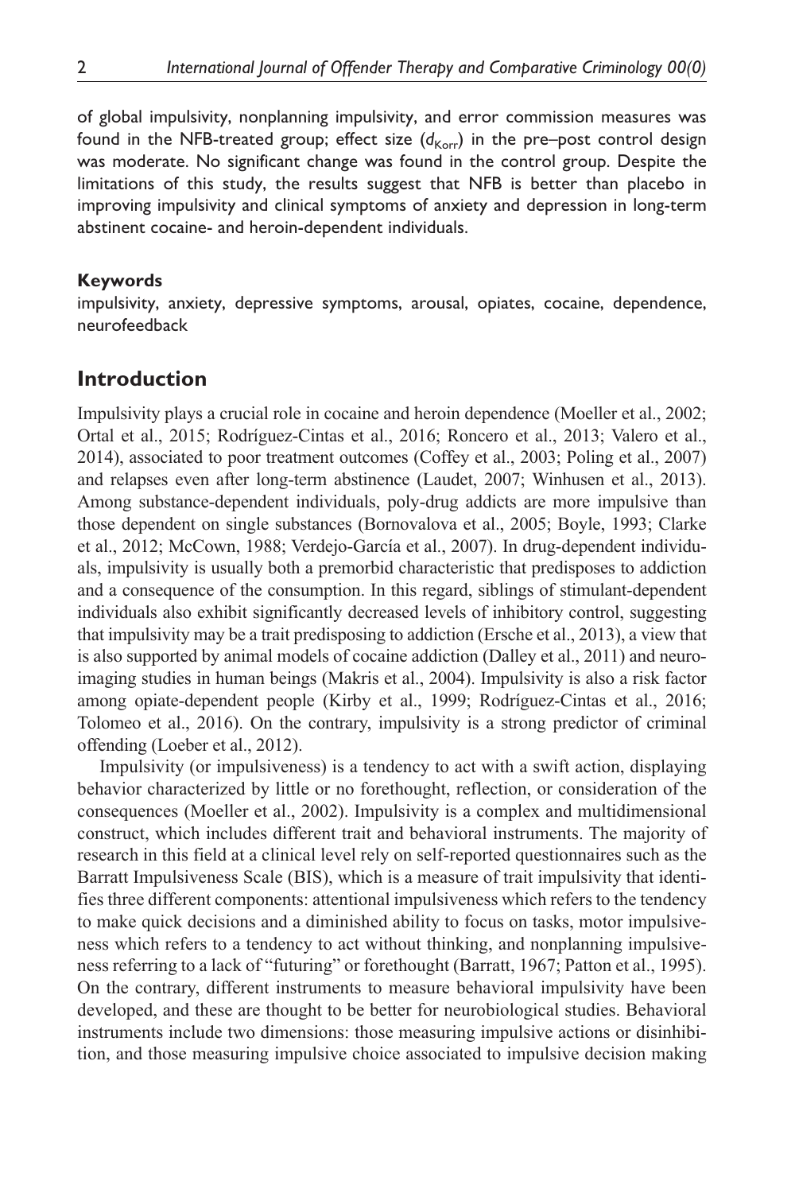of global impulsivity, nonplanning impulsivity, and error commission measures was found in the NFB-treated group; effect size ($d_{Korr}$) in the pre–post control design was moderate. No significant change was found in the control group. Despite the limitations of this study, the results suggest that NFB is better than placebo in improving impulsivity and clinical symptoms of anxiety and depression in long-term abstinent cocaine- and heroin-dependent individuals.

#### Keywords

impulsivity, anxiety, depressive symptoms, arousal, opiates, cocaine, dependence, neurofeedback

## Introduction

Impulsivity plays a crucial role in cocaine and heroin dependence (Moeller et al., 2002; Ortal et al., 2015; Rodríguez-Cintas et al., 2016; Roncero et al., 2013; Valero et al., 2014), associated to poor treatment outcomes (Coffey et al., 2003; Poling et al., 2007) and relapses even after long-term abstinence (Laudet, 2007; Winhusen et al., 2013). Among substance-dependent individuals, poly-drug addicts are more impulsive than those dependent on single substances (Bornovalova et al., 2005; Boyle, 1993; Clarke et al., 2012; McCown, 1988; Verdejo-García et al., 2007). In drug-dependent individuals, impulsivity is usually both a premorbid characteristic that predisposes to addiction and a consequence of the consumption. In this regard, siblings of stimulant-dependent individuals also exhibit significantly decreased levels of inhibitory control, suggesting that impulsivity may be a trait predisposing to addiction (Ersche et al., 2013), a view that is also supported by animal models of cocaine addiction (Dalley et al., 2011) and neuroimaging studies in human beings (Makris et al., 2004). Impulsivity is also a risk factor among opiate-dependent people (Kirby et al., 1999; Rodríguez-Cintas et al., 2016; Tolomeo et al., 2016). On the contrary, impulsivity is a strong predictor of criminal offending (Loeber et al., 2012).

Impulsivity (or impulsiveness) is a tendency to act with a swift action, displaying behavior characterized by little or no forethought, reflection, or consideration of the consequences (Moeller et al., 2002). Impulsivity is a complex and multidimensional construct, which includes different trait and behavioral instruments. The majority of research in this field at a clinical level rely on self-reported questionnaires such as the Barratt Impulsiveness Scale (BIS), which is a measure of trait impulsivity that identifies three different components: attentional impulsiveness which refers to the tendency to make quick decisions and a diminished ability to focus on tasks, motor impulsiveness which refers to a tendency to act without thinking, and nonplanning impulsiveness referring to a lack of "futuring" or forethought (Barratt, 1967; Patton et al., 1995). On the contrary, different instruments to measure behavioral impulsivity have been developed, and these are thought to be better for neurobiological studies. Behavioral instruments include two dimensions: those measuring impulsive actions or disinhibition, and those measuring impulsive choice associated to impulsive decision making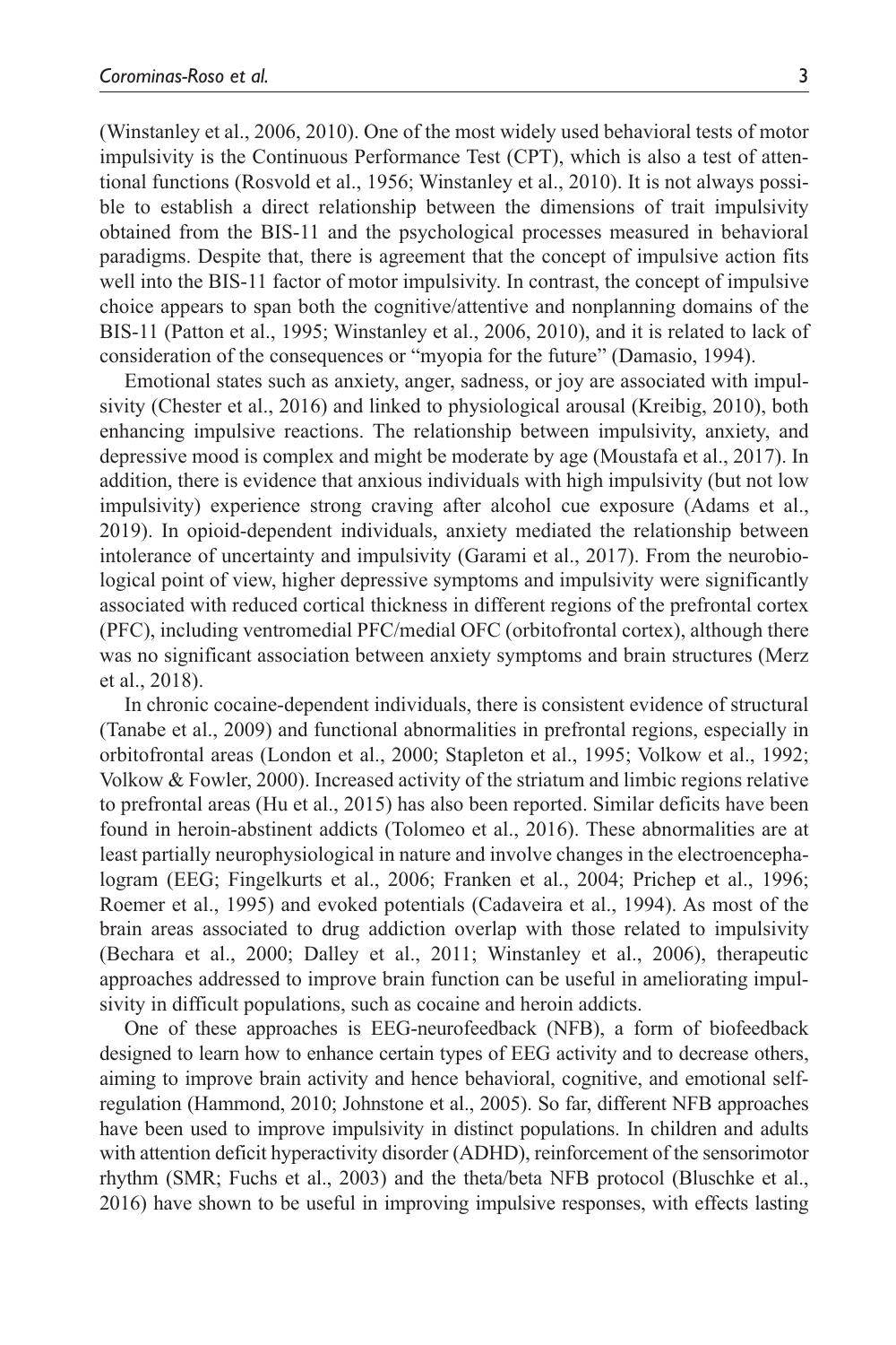(Winstanley et al., 2006, 2010). One of the most widely used behavioral tests of motor impulsivity is the Continuous Performance Test (CPT), which is also a test of attentional functions (Rosvold et al., 1956; Winstanley et al., 2010). It is not always possible to establish a direct relationship between the dimensions of trait impulsivity obtained from the BIS-11 and the psychological processes measured in behavioral paradigms. Despite that, there is agreement that the concept of impulsive action fits well into the BIS-11 factor of motor impulsivity. In contrast, the concept of impulsive choice appears to span both the cognitive/attentive and nonplanning domains of the BIS-11 (Patton et al., 1995; Winstanley et al., 2006, 2010), and it is related to lack of consideration of the consequences or "myopia for the future" (Damasio, 1994).

Emotional states such as anxiety, anger, sadness, or joy are associated with impulsivity (Chester et al., 2016) and linked to physiological arousal (Kreibig, 2010), both enhancing impulsive reactions. The relationship between impulsivity, anxiety, and depressive mood is complex and might be moderate by age (Moustafa et al., 2017). In addition, there is evidence that anxious individuals with high impulsivity (but not low impulsivity) experience strong craving after alcohol cue exposure (Adams et al., 2019). In opioid-dependent individuals, anxiety mediated the relationship between intolerance of uncertainty and impulsivity (Garami et al., 2017). From the neurobiological point of view, higher depressive symptoms and impulsivity were significantly associated with reduced cortical thickness in different regions of the prefrontal cortex (PFC), including ventromedial PFC/medial OFC (orbitofrontal cortex), although there was no significant association between anxiety symptoms and brain structures (Merz et al., 2018).

In chronic cocaine-dependent individuals, there is consistent evidence of structural (Tanabe et al., 2009) and functional abnormalities in prefrontal regions, especially in orbitofrontal areas (London et al., 2000; Stapleton et al., 1995; Volkow et al., 1992; Volkow & Fowler, 2000). Increased activity of the striatum and limbic regions relative to prefrontal areas (Hu et al., 2015) has also been reported. Similar deficits have been found in heroin-abstinent addicts (Tolomeo et al., 2016). These abnormalities are at least partially neurophysiological in nature and involve changes in the electroencephalogram (EEG; Fingelkurts et al., 2006; Franken et al., 2004; Prichep et al., 1996; Roemer et al., 1995) and evoked potentials (Cadaveira et al., 1994). As most of the brain areas associated to drug addiction overlap with those related to impulsivity (Bechara et al., 2000; Dalley et al., 2011; Winstanley et al., 2006), therapeutic approaches addressed to improve brain function can be useful in ameliorating impulsivity in difficult populations, such as cocaine and heroin addicts.

One of these approaches is EEG-neurofeedback (NFB), a form of biofeedback designed to learn how to enhance certain types of EEG activity and to decrease others, aiming to improve brain activity and hence behavioral, cognitive, and emotional self-regulation (Hammond, 2010; Johnstone et al., 2005). So far, different NFB approaches have been used to improve impulsivity in distinct populations. In children and adults with attention deficit hyperactivity disorder (ADHD), reinforcement of the sensorimotor rhythm (SMR; Fuchs et al., 2003) and the theta/beta NFB protocol (Bluschke et al., 2016) have shown to be useful in improving impulsive responses, with effects lasting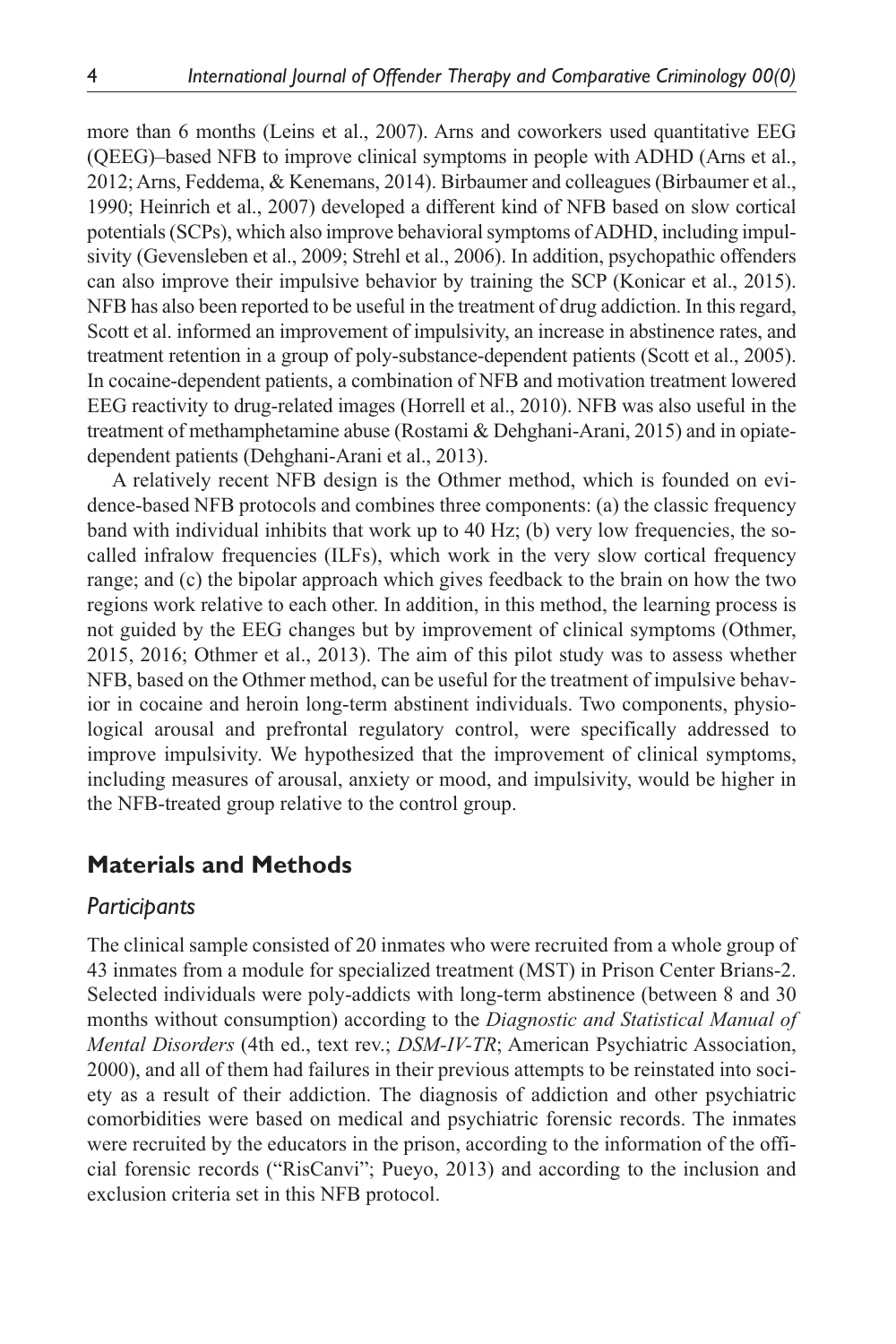more than 6 months (Leins et al., 2007). Arns and coworkers used quantitative EEG (QEEG)–based NFB to improve clinical symptoms in people with ADHD (Arns et al., 2012; Arns, Feddema, & Kenemans, 2014). Birbaumer and colleagues (Birbaumer et al., 1990; Heinrich et al., 2007) developed a different kind of NFB based on slow cortical potentials (SCPs), which also improve behavioral symptoms of ADHD, including impulsivity (Gevensleben et al., 2009; Strehl et al., 2006). In addition, psychopathic offenders can also improve their impulsive behavior by training the SCP (Konicar et al., 2015). NFB has also been reported to be useful in the treatment of drug addiction. In this regard, Scott et al. informed an improvement of impulsivity, an increase in abstinence rates, and treatment retention in a group of poly-substance-dependent patients (Scott et al., 2005). In cocaine-dependent patients, a combination of NFB and motivation treatment lowered EEG reactivity to drug-related images (Horrell et al., 2010). NFB was also useful in the treatment of methamphetamine abuse (Rostami & Dehghani-Arani, 2015) and in opiate-dependent patients (Dehghani-Arani et al., 2013).

A relatively recent NFB design is the Othmer method, which is founded on evidence-based NFB protocols and combines three components: (a) the classic frequency band with individual inhibits that work up to 40 Hz; (b) very low frequencies, the so-called infralow frequencies (ILFs), which work in the very slow cortical frequency range; and (c) the bipolar approach which gives feedback to the brain on how the two regions work relative to each other. In addition, in this method, the learning process is not guided by the EEG changes but by improvement of clinical symptoms (Othmer, 2015, 2016; Othmer et al., 2013). The aim of this pilot study was to assess whether NFB, based on the Othmer method, can be useful for the treatment of impulsive behavior in cocaine and heroin long-term abstinent individuals. Two components, physiological arousal and prefrontal regulatory control, were specifically addressed to improve impulsivity. We hypothesized that the improvement of clinical symptoms, including measures of arousal, anxiety or mood, and impulsivity, would be higher in the NFB-treated group relative to the control group.

## Materials and Methods

### *Participants*

The clinical sample consisted of 20 inmates who were recruited from a whole group of 43 inmates from a module for specialized treatment (MST) in Prison Center Brians-2. Selected individuals were poly-addicts with long-term abstinence (between 8 and 30 months without consumption) according to the *Diagnostic and Statistical Manual of Mental Disorders* (4th ed., text rev.; *DSM-IV-TR*; American Psychiatric Association, 2000), and all of them had failures in their previous attempts to be reinstated into society as a result of their addiction. The diagnosis of addiction and other psychiatric comorbidities were based on medical and psychiatric forensic records. The inmates were recruited by the educators in the prison, according to the information of the official forensic records ("RisCanvi"; Pueyo, 2013) and according to the inclusion and exclusion criteria set in this NFB protocol.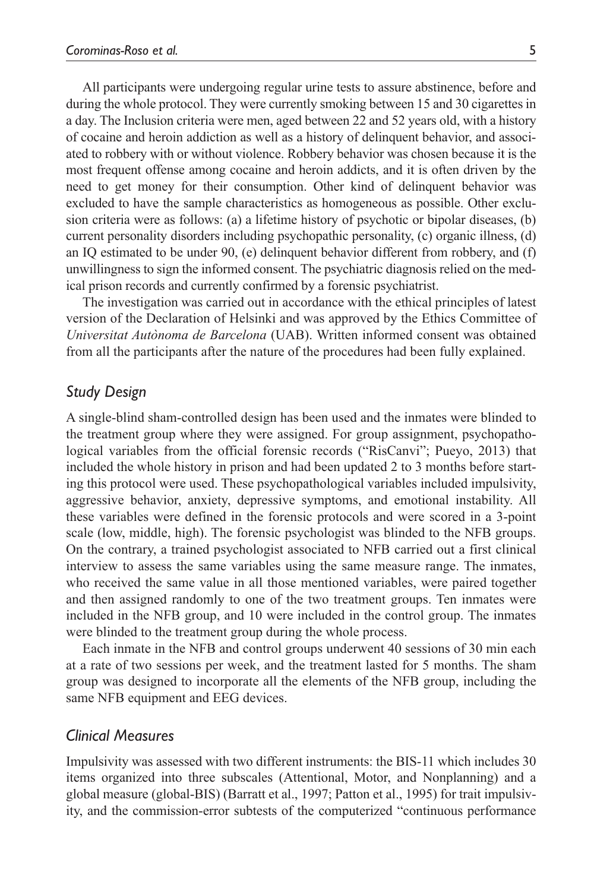All participants were undergoing regular urine tests to assure abstinence, before and during the whole protocol. They were currently smoking between 15 and 30 cigarettes in a day. The Inclusion criteria were men, aged between 22 and 52 years old, with a history of cocaine and heroin addiction as well as a history of delinquent behavior, and associated to robbery with or without violence. Robbery behavior was chosen because it is the most frequent offense among cocaine and heroin addicts, and it is often driven by the need to get money for their consumption. Other kind of delinquent behavior was excluded to have the sample characteristics as homogeneous as possible. Other exclusion criteria were as follows: (a) a lifetime history of psychotic or bipolar diseases, (b) current personality disorders including psychopathic personality, (c) organic illness, (d) an IQ estimated to be under 90, (e) delinquent behavior different from robbery, and (f) unwillingness to sign the informed consent. The psychiatric diagnosis relied on the medical prison records and currently confirmed by a forensic psychiatrist.

The investigation was carried out in accordance with the ethical principles of latest version of the Declaration of Helsinki and was approved by the Ethics Committee of *Universitat Autònoma de Barcelona* (UAB). Written informed consent was obtained from all the participants after the nature of the procedures had been fully explained.

### *Study Design*

A single-blind sham-controlled design has been used and the inmates were blinded to the treatment group where they were assigned. For group assignment, psychopathological variables from the official forensic records ("RisCanvi"; Pueyo, 2013) that included the whole history in prison and had been updated 2 to 3 months before starting this protocol were used. These psychopathological variables included impulsivity, aggressive behavior, anxiety, depressive symptoms, and emotional instability. All these variables were defined in the forensic protocols and were scored in a 3-point scale (low, middle, high). The forensic psychologist was blinded to the NFB groups. On the contrary, a trained psychologist associated to NFB carried out a first clinical interview to assess the same variables using the same measure range. The inmates, who received the same value in all those mentioned variables, were paired together and then assigned randomly to one of the two treatment groups. Ten inmates were included in the NFB group, and 10 were included in the control group. The inmates were blinded to the treatment group during the whole process.

Each inmate in the NFB and control groups underwent 40 sessions of 30 min each at a rate of two sessions per week, and the treatment lasted for 5 months. The sham group was designed to incorporate all the elements of the NFB group, including the same NFB equipment and EEG devices.

### *Clinical Measures*

Impulsivity was assessed with two different instruments: the BIS-11 which includes 30 items organized into three subscales (Attentional, Motor, and Nonplanning) and a global measure (global-BIS) (Barratt et al., 1997; Patton et al., 1995) for trait impulsivity, and the commission-error subtests of the computerized "continuous performance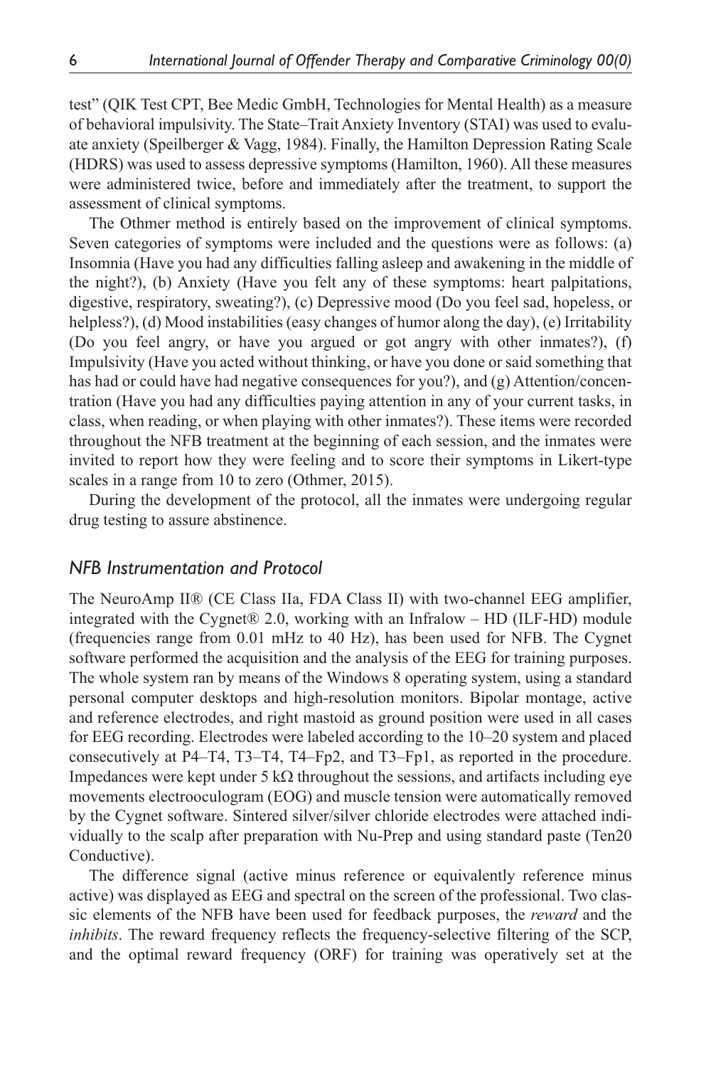test" (QIK Test CPT, Bee Medic GmbH, Technologies for Mental Health) as a measure of behavioral impulsivity. The State–Trait Anxiety Inventory (STAI) was used to evaluate anxiety (Speilberger & Vagg, 1984). Finally, the Hamilton Depression Rating Scale (HDRS) was used to assess depressive symptoms (Hamilton, 1960). All these measures were administered twice, before and immediately after the treatment, to support the assessment of clinical symptoms.

The Othmer method is entirely based on the improvement of clinical symptoms. Seven categories of symptoms were included and the questions were as follows: (a) Insomnia (Have you had any difficulties falling asleep and awakening in the middle of the night?), (b) Anxiety (Have you felt any of these symptoms: heart palpitations, digestive, respiratory, sweating?), (c) Depressive mood (Do you feel sad, hopeless, or helpless?), (d) Mood instabilities (easy changes of humor along the day), (e) Irritability (Do you feel angry, or have you argued or got angry with other inmates?), (f) Impulsivity (Have you acted without thinking, or have you done or said something that has had or could have had negative consequences for you?), and (g) Attention/concentration (Have you had any difficulties paying attention in any of your current tasks, in class, when reading, or when playing with other inmates?). These items were recorded throughout the NFB treatment at the beginning of each session, and the inmates were invited to report how they were feeling and to score their symptoms in Likert-type scales in a range from 10 to zero (Othmer, 2015).

During the development of the protocol, all the inmates were undergoing regular drug testing to assure abstinence.

### *NFB Instrumentation and Protocol*

The NeuroAmp II® (CE Class IIa, FDA Class II) with two-channel EEG amplifier, integrated with the Cygnet® 2.0, working with an Infralow – HD (ILF-HD) module (frequencies range from 0.01 mHz to 40 Hz), has been used for NFB. The Cygnet software performed the acquisition and the analysis of the EEG for training purposes. The whole system ran by means of the Windows 8 operating system, using a standard personal computer desktops and high-resolution monitors. Bipolar montage, active and reference electrodes, and right mastoid as ground position were used in all cases for EEG recording. Electrodes were labeled according to the 10–20 system and placed consecutively at P4–T4, T3–T4, T4–Fp2, and T3–Fp1, as reported in the procedure. Impedances were kept under 5 kΩ throughout the sessions, and artifacts including eye movements electrooculogram (EOG) and muscle tension were automatically removed by the Cygnet software. Sintered silver/silver chloride electrodes were attached individually to the scalp after preparation with Nu-Prep and using standard paste (Ten20 Conductive).

The difference signal (active minus reference or equivalently reference minus active) was displayed as EEG and spectral on the screen of the professional. Two classic elements of the NFB have been used for feedback purposes, the *reward* and the *inhibits*. The reward frequency reflects the frequency-selective filtering of the SCP, and the optimal reward frequency (ORF) for training was operatively set at the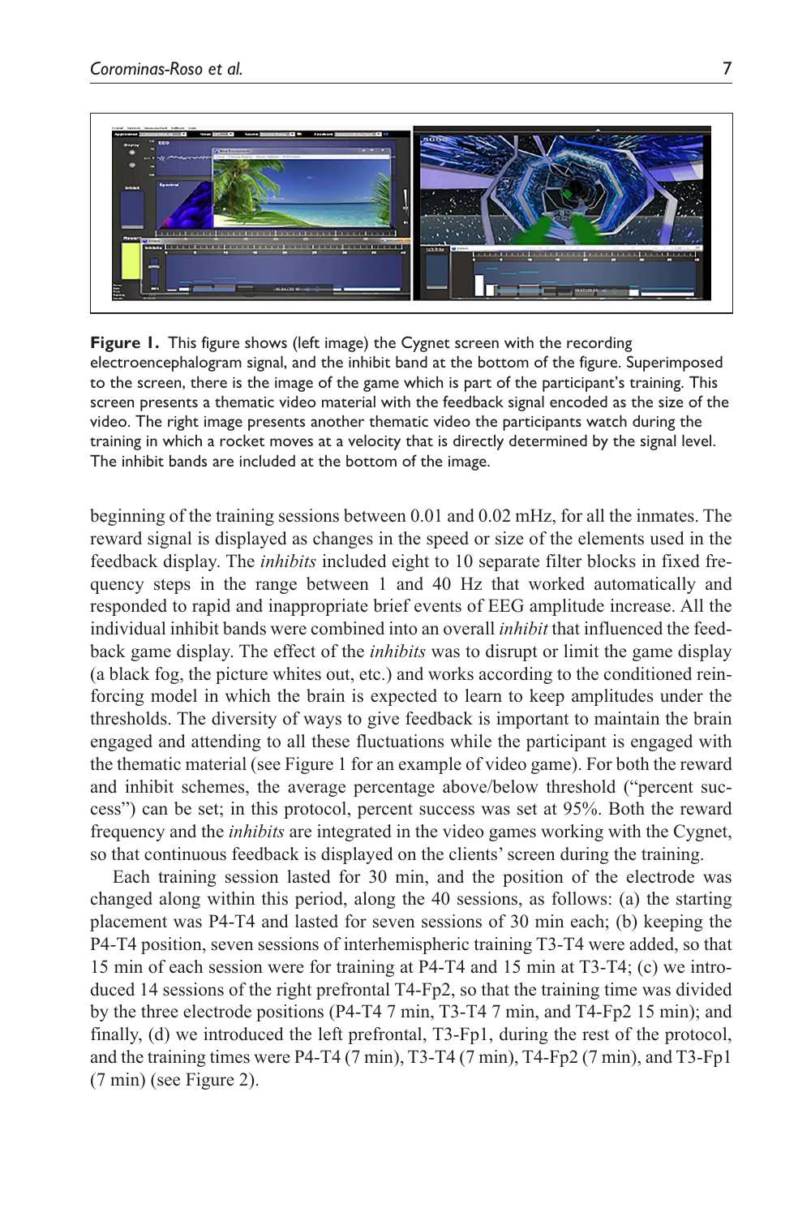**Figure 1.** This figure shows (left image) the Cygnet screen with the recording electroencephalogram signal, and the inhibit band at the bottom of the figure. Superimposed to the screen, there is the image of the game which is part of the participant's training. This screen presents a thematic video material with the feedback signal encoded as the size of the video. The right image presents another thematic video the participants watch during the training in which a rocket moves at a velocity that is directly determined by the signal level. The inhibit bands are included at the bottom of the image.

beginning of the training sessions between 0.01 and 0.02 mHz, for all the inmates. The reward signal is displayed as changes in the speed or size of the elements used in the feedback display. The *inhibits* included eight to 10 separate filter blocks in fixed frequency steps in the range between 1 and 40 Hz that worked automatically and responded to rapid and inappropriate brief events of EEG amplitude increase. All the individual inhibit bands were combined into an overall *inhibit* that influenced the feedback game display. The effect of the *inhibits* was to disrupt or limit the game display (a black fog, the picture whites out, etc.) and works according to the conditioned reinforcing model in which the brain is expected to learn to keep amplitudes under the thresholds. The diversity of ways to give feedback is important to maintain the brain engaged and attending to all these fluctuations while the participant is engaged with the thematic material (see Figure 1 for an example of video game). For both the reward and inhibit schemes, the average percentage above/below threshold ("percent success") can be set; in this protocol, percent success was set at 95%. Both the reward frequency and the *inhibits* are integrated in the video games working with the Cygnet, so that continuous feedback is displayed on the clients' screen during the training.

Each training session lasted for 30 min, and the position of the electrode was changed along within this period, along the 40 sessions, as follows: (a) the starting placement was P4-T4 and lasted for seven sessions of 30 min each; (b) keeping the P4-T4 position, seven sessions of interhemispheric training T3-T4 were added, so that 15 min of each session were for training at P4-T4 and 15 min at T3-T4; (c) we introduced 14 sessions of the right prefrontal T4-Fp2, so that the training time was divided by the three electrode positions (P4-T4 7 min, T3-T4 7 min, and T4-Fp2 15 min); and finally, (d) we introduced the left prefrontal, T3-Fp1, during the rest of the protocol, and the training times were P4-T4 (7 min), T3-T4 (7 min), T4-Fp2 (7 min), and T3-Fp1 (7 min) (see Figure 2).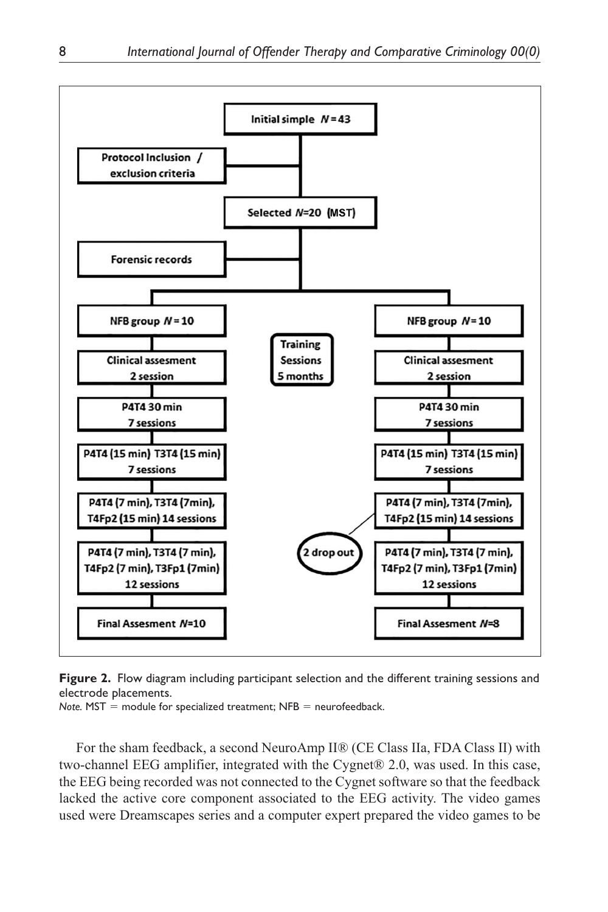Initial simple $N = 43$

Protocol Inclusion / exclusion criteria

Selected $N$=20 (MST)

Forensic records

| NFB group $N = 10$ | | NFB group $N = 10$ |
|---|---|---|
| Clinical assesment 2 session | Training Sessions 5 months | Clinical assesment 2 session |
| P4T4 30 min 7 sessions | | P4T4 30 min 7 sessions |
| P4T4 (15 min) T3T4 (15 min) 7 sessions | | P4T4 (15 min) T3T4 (15 min) 7 sessions |
| P4T4 (7 min), T3T4 (7min), T4Fp2 (15 min) 14 sessions | | P4T4 (7 min), T3T4 (7min), T4Fp2 (15 min) 14 sessions |
| P4T4 (7 min), T3T4 (7 min), T4Fp2 (7 min), T3Fp1 (7min) 12 sessions | 2 drop out | P4T4 (7 min), T3T4 (7 min), T4Fp2 (7 min), T3Fp1 (7min) 12 sessions |
| Final Assesment $N$=10 | | Final Assesment $N$=8 |

**Figure 2.** Flow diagram including participant selection and the different training sessions and electrode placements.
*Note.* MST = module for specialized treatment; NFB = neurofeedback.

For the sham feedback, a second NeuroAmp II® (CE Class IIa, FDA Class II) with two-channel EEG amplifier, integrated with the Cygnet® 2.0, was used. In this case, the EEG being recorded was not connected to the Cygnet software so that the feedback lacked the active core component associated to the EEG activity. The video games used were Dreamscapes series and a computer expert prepared the video games to be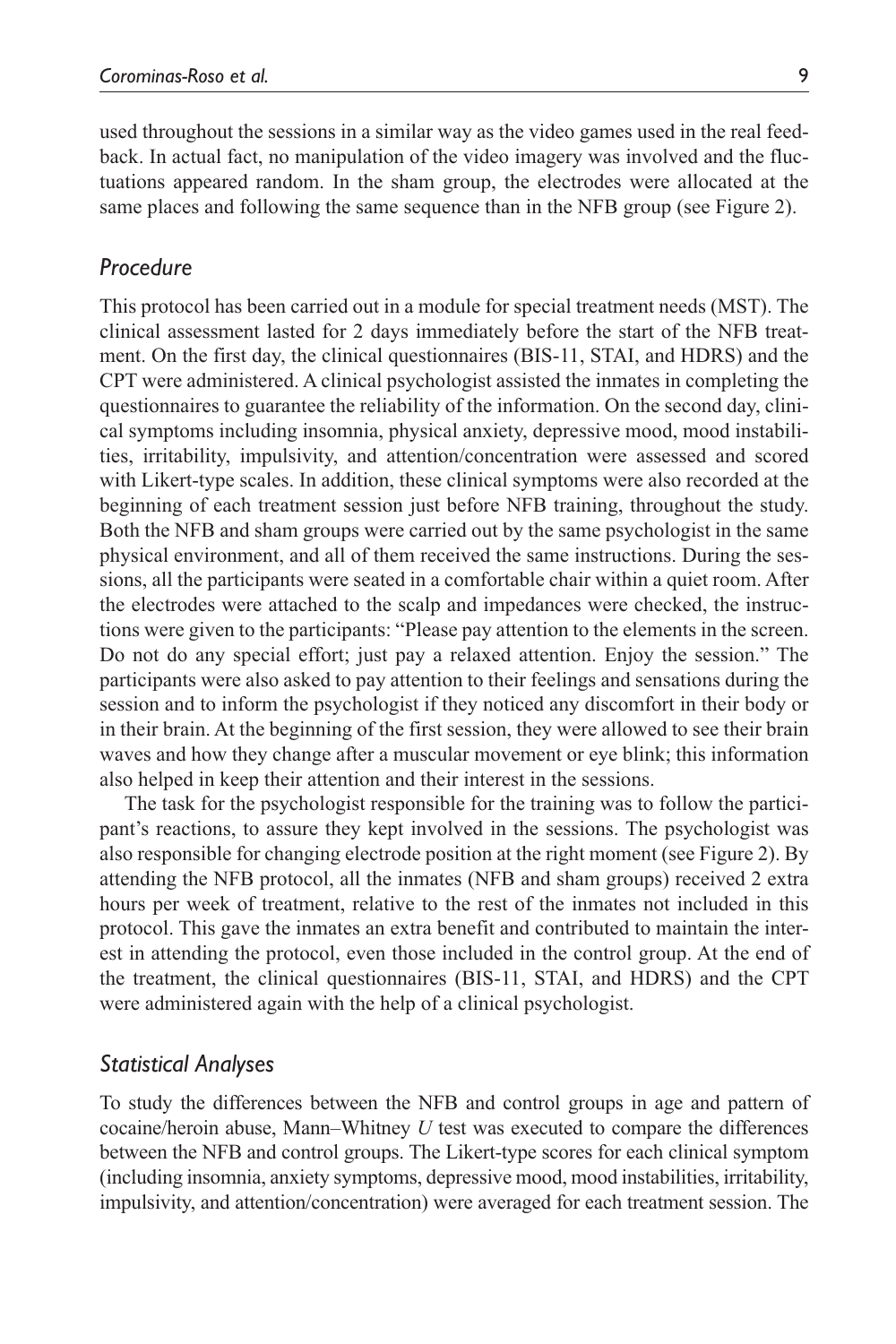used throughout the sessions in a similar way as the video games used in the real feedback. In actual fact, no manipulation of the video imagery was involved and the fluctuations appeared random. In the sham group, the electrodes were allocated at the same places and following the same sequence than in the NFB group (see Figure 2).

## *Procedure*

This protocol has been carried out in a module for special treatment needs (MST). The clinical assessment lasted for 2 days immediately before the start of the NFB treatment. On the first day, the clinical questionnaires (BIS-11, STAI, and HDRS) and the CPT were administered. A clinical psychologist assisted the inmates in completing the questionnaires to guarantee the reliability of the information. On the second day, clinical symptoms including insomnia, physical anxiety, depressive mood, mood instabilities, irritability, impulsivity, and attention/concentration were assessed and scored with Likert-type scales. In addition, these clinical symptoms were also recorded at the beginning of each treatment session just before NFB training, throughout the study. Both the NFB and sham groups were carried out by the same psychologist in the same physical environment, and all of them received the same instructions. During the sessions, all the participants were seated in a comfortable chair within a quiet room. After the electrodes were attached to the scalp and impedances were checked, the instructions were given to the participants: "Please pay attention to the elements in the screen. Do not do any special effort; just pay a relaxed attention. Enjoy the session." The participants were also asked to pay attention to their feelings and sensations during the session and to inform the psychologist if they noticed any discomfort in their body or in their brain. At the beginning of the first session, they were allowed to see their brain waves and how they change after a muscular movement or eye blink; this information also helped in keep their attention and their interest in the sessions.

The task for the psychologist responsible for the training was to follow the participant's reactions, to assure they kept involved in the sessions. The psychologist was also responsible for changing electrode position at the right moment (see Figure 2). By attending the NFB protocol, all the inmates (NFB and sham groups) received 2 extra hours per week of treatment, relative to the rest of the inmates not included in this protocol. This gave the inmates an extra benefit and contributed to maintain the interest in attending the protocol, even those included in the control group. At the end of the treatment, the clinical questionnaires (BIS-11, STAI, and HDRS) and the CPT were administered again with the help of a clinical psychologist.

## *Statistical Analyses*

To study the differences between the NFB and control groups in age and pattern of cocaine/heroin abuse, Mann–Whitney *U* test was executed to compare the differences between the NFB and control groups. The Likert-type scores for each clinical symptom (including insomnia, anxiety symptoms, depressive mood, mood instabilities, irritability, impulsivity, and attention/concentration) were averaged for each treatment session. The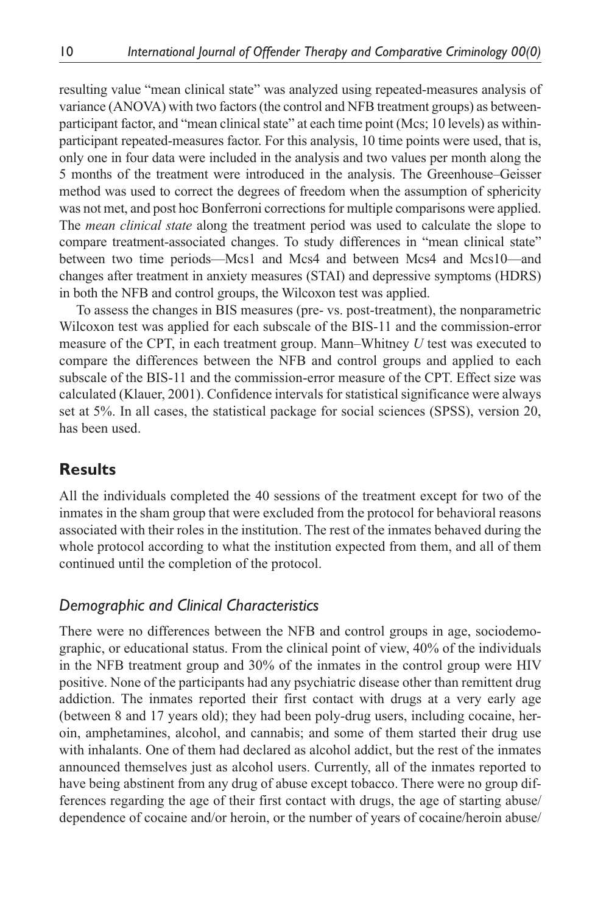resulting value "mean clinical state" was analyzed using repeated-measures analysis of variance (ANOVA) with two factors (the control and NFB treatment groups) as between-participant factor, and "mean clinical state" at each time point (Mcs; 10 levels) as within-participant repeated-measures factor. For this analysis, 10 time points were used, that is, only one in four data were included in the analysis and two values per month along the 5 months of the treatment were introduced in the analysis. The Greenhouse–Geisser method was used to correct the degrees of freedom when the assumption of sphericity was not met, and post hoc Bonferroni corrections for multiple comparisons were applied. The *mean clinical state* along the treatment period was used to calculate the slope to compare treatment-associated changes. To study differences in "mean clinical state" between two time periods—Mcs1 and Mcs4 and between Mcs4 and Mcs10—and changes after treatment in anxiety measures (STAI) and depressive symptoms (HDRS) in both the NFB and control groups, the Wilcoxon test was applied.

To assess the changes in BIS measures (pre- vs. post-treatment), the nonparametric Wilcoxon test was applied for each subscale of the BIS-11 and the commission-error measure of the CPT, in each treatment group. Mann–Whitney *U* test was executed to compare the differences between the NFB and control groups and applied to each subscale of the BIS-11 and the commission-error measure of the CPT. Effect size was calculated (Klauer, 2001). Confidence intervals for statistical significance were always set at 5%. In all cases, the statistical package for social sciences (SPSS), version 20, has been used.

## Results

All the individuals completed the 40 sessions of the treatment except for two of the inmates in the sham group that were excluded from the protocol for behavioral reasons associated with their roles in the institution. The rest of the inmates behaved during the whole protocol according to what the institution expected from them, and all of them continued until the completion of the protocol.

### Demographic and Clinical Characteristics

There were no differences between the NFB and control groups in age, sociodemographic, or educational status. From the clinical point of view, 40% of the individuals in the NFB treatment group and 30% of the inmates in the control group were HIV positive. None of the participants had any psychiatric disease other than remittent drug addiction. The inmates reported their first contact with drugs at a very early age (between 8 and 17 years old); they had been poly-drug users, including cocaine, heroin, amphetamines, alcohol, and cannabis; and some of them started their drug use with inhalants. One of them had declared as alcohol addict, but the rest of the inmates announced themselves just as alcohol users. Currently, all of the inmates reported to have being abstinent from any drug of abuse except tobacco. There were no group differences regarding the age of their first contact with drugs, the age of starting abuse/dependence of cocaine and/or heroin, or the number of years of cocaine/heroin abuse/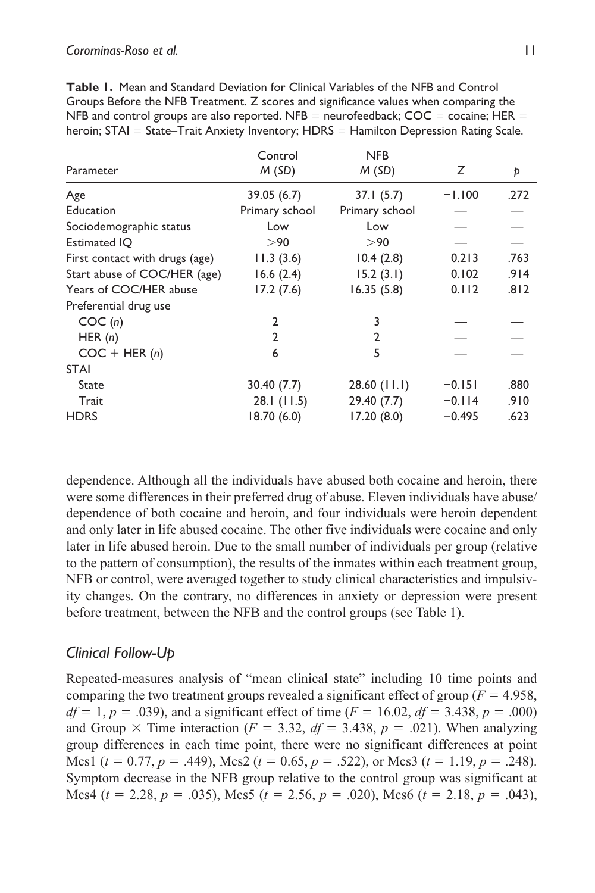**Table 1.** Mean and Standard Deviation for Clinical Variables of the NFB and Control Groups Before the NFB Treatment. Z scores and significance values when comparing the NFB and control groups are also reported. NFB = neurofeedback; COC = cocaine; HER = heroin; STAI = State–Trait Anxiety Inventory; HDRS = Hamilton Depression Rating Scale.

| Parameter | Control *M* (*SD*) | NFB *M* (*SD*) | *Z* | *p* |
|---|---|---|---|---|
| Age | 39.05 (6.7) | 37.1 (5.7) | −1.100 | .272 |
| Education | Primary school | Primary school | — | — |
| Sociodemographic status | Low | Low | — | — |
| Estimated IQ | >90 | >90 | — | — |
| First contact with drugs (age) | 11.3 (3.6) | 10.4 (2.8) | 0.213 | .763 |
| Start abuse of COC/HER (age) | 16.6 (2.4) | 15.2 (3.1) | 0.102 | .914 |
| Years of COC/HER abuse | 17.2 (7.6) | 16.35 (5.8) | 0.112 | .812 |
| Preferential drug use | | | | |
| COC (*n*) | 2 | 3 | — | — |
| HER (*n*) | 2 | 2 | — | — |
| COC + HER (*n*) | 6 | 5 | — | — |
| STAI | | | | |
| State | 30.40 (7.7) | 28.60 (11.1) | −0.151 | .880 |
| Trait | 28.1 (11.5) | 29.40 (7.7) | −0.114 | .910 |
| HDRS | 18.70 (6.0) | 17.20 (8.0) | −0.495 | .623 |

dependence. Although all the individuals have abused both cocaine and heroin, there were some differences in their preferred drug of abuse. Eleven individuals have abuse/dependence of both cocaine and heroin, and four individuals were heroin dependent and only later in life abused cocaine. The other five individuals were cocaine and only later in life abused heroin. Due to the small number of individuals per group (relative to the pattern of consumption), the results of the inmates within each treatment group, NFB or control, were averaged together to study clinical characteristics and impulsivity changes. On the contrary, no differences in anxiety or depression were present before treatment, between the NFB and the control groups (see Table 1).

## *Clinical Follow-Up*

Repeated-measures analysis of "mean clinical state" including 10 time points and comparing the two treatment groups revealed a significant effect of group ($F = 4.958$, $df = 1$, $p = .039$), and a significant effect of time ($F = 16.02$, $df = 3.438$, $p = .000$) and Group × Time interaction ($F = 3.32$, $df = 3.438$, $p = .021$). When analyzing group differences in each time point, there were no significant differences at point Mcs1 ($t = 0.77$, $p = .449$), Mcs2 ($t = 0.65$, $p = .522$), or Mcs3 ($t = 1.19$, $p = .248$). Symptom decrease in the NFB group relative to the control group was significant at Mcs4 ($t = 2.28$, $p = .035$), Mcs5 ($t = 2.56$, $p = .020$), Mcs6 ($t = 2.18$, $p = .043$),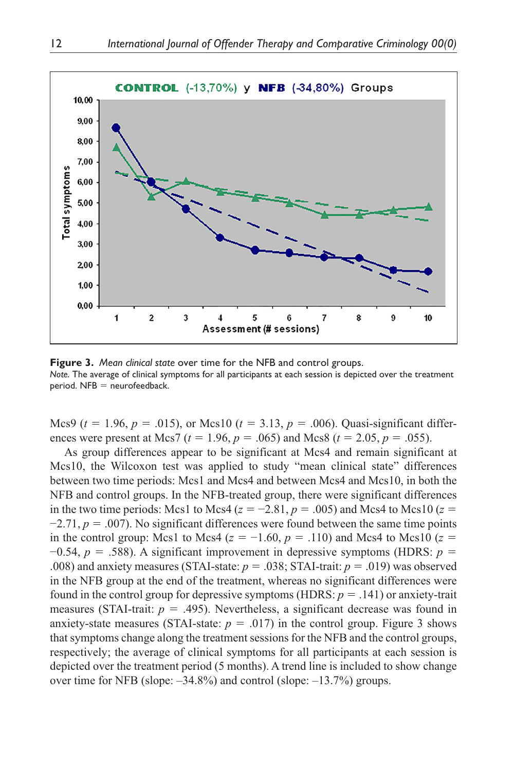**Figure 3.** *Mean clinical state* over time for the NFB and control groups.
*Note.* The average of clinical symptoms for all participants at each session is depicted over the treatment period. NFB = neurofeedback.

Mcs9 ($t$ = 1.96, $p$ = .015), or Mcs10 ($t$ = 3.13, $p$ = .006). Quasi-significant differences were present at Mcs7 ($t$ = 1.96, $p$ = .065) and Mcs8 ($t$ = 2.05, $p$ = .055).

As group differences appear to be significant at Mcs4 and remain significant at Mcs10, the Wilcoxon test was applied to study "mean clinical state" differences between two time periods: Mcs1 and Mcs4 and between Mcs4 and Mcs10, in both the NFB and control groups. In the NFB-treated group, there were significant differences in the two time periods: Mcs1 to Mcs4 ($z$ = −2.81, $p$ = .005) and Mcs4 to Mcs10 ($z$ = −2.71, $p$ = .007). No significant differences were found between the same time points in the control group: Mcs1 to Mcs4 ($z$ = −1.60, $p$ = .110) and Mcs4 to Mcs10 ($z$ = −0.54, $p$ = .588). A significant improvement in depressive symptoms (HDRS: $p$ = .008) and anxiety measures (STAI-state: $p$ = .038; STAI-trait: $p$ = .019) was observed in the NFB group at the end of the treatment, whereas no significant differences were found in the control group for depressive symptoms (HDRS: $p$ = .141) or anxiety-trait measures (STAI-trait: $p$ = .495). Nevertheless, a significant decrease was found in anxiety-state measures (STAI-state: $p$ = .017) in the control group. Figure 3 shows that symptoms change along the treatment sessions for the NFB and the control groups, respectively; the average of clinical symptoms for all participants at each session is depicted over the treatment period (5 months). A trend line is included to show change over time for NFB (slope: –34.8%) and control (slope: –13.7%) groups.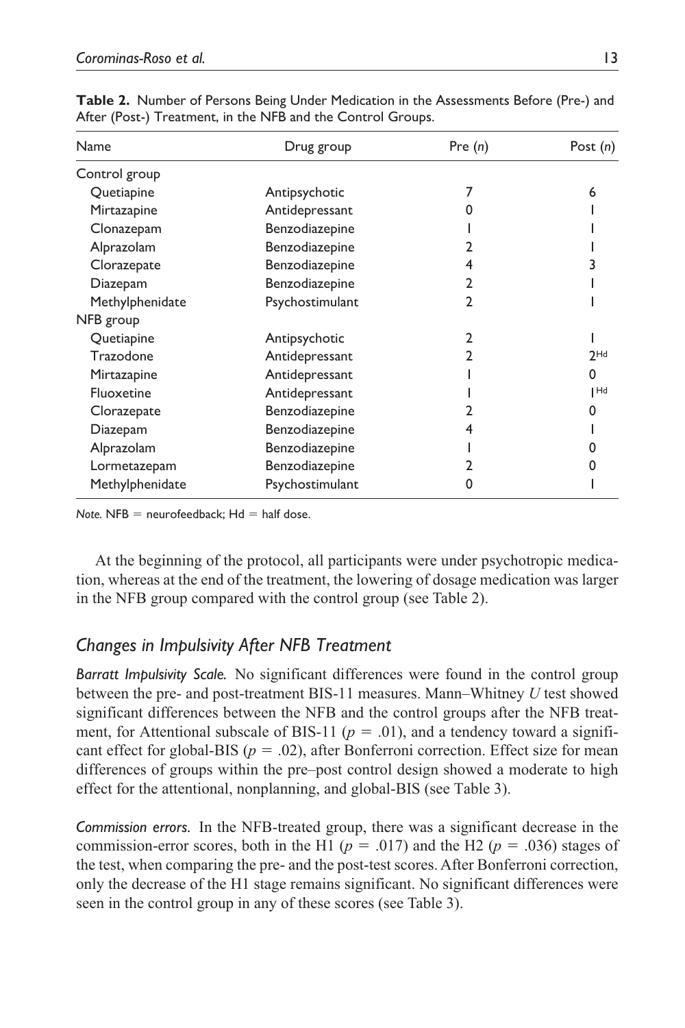**Table 2.** Number of Persons Being Under Medication in the Assessments Before (Pre-) and After (Post-) Treatment, in the NFB and the Control Groups.

| Name | Drug group | Pre (*n*) | Post (*n*) |
|---|---|---|---|
| Control group | | | |
| Quetiapine | Antipsychotic | 7 | 6 |
| Mirtazapine | Antidepressant | 0 | 1 |
| Clonazepam | Benzodiazepine | 1 | 1 |
| Alprazolam | Benzodiazepine | 2 | 1 |
| Clorazepate | Benzodiazepine | 4 | 3 |
| Diazepam | Benzodiazepine | 2 | 1 |
| Methylphenidate | Psychostimulant | 2 | 1 |
| NFB group | | | |
| Quetiapine | Antipsychotic | 2 | 1 |
| Trazodone | Antidepressant | 2 | 2[Hd] |
| Mirtazapine | Antidepressant | 1 | 0 |
| Fluoxetine | Antidepressant | 1 | 1[Hd] |
| Clorazepate | Benzodiazepine | 2 | 0 |
| Diazepam | Benzodiazepine | 4 | 1 |
| Alprazolam | Benzodiazepine | 1 | 0 |
| Lormetazepam | Benzodiazepine | 2 | 0 |
| Methylphenidate | Psychostimulant | 0 | 1 |

*Note.* NFB = neurofeedback; Hd = half dose.

At the beginning of the protocol, all participants were under psychotropic medication, whereas at the end of the treatment, the lowering of dosage medication was larger in the NFB group compared with the control group (see Table 2).

## *Changes in Impulsivity After NFB Treatment*

*Barratt Impulsivity Scale.* No significant differences were found in the control group between the pre- and post-treatment BIS-11 measures. Mann–Whitney *U* test showed significant differences between the NFB and the control groups after the NFB treatment, for Attentional subscale of BIS-11 ($p = .01$), and a tendency toward a significant effect for global-BIS ($p = .02$), after Bonferroni correction. Effect size for mean differences of groups within the pre–post control design showed a moderate to high effect for the attentional, nonplanning, and global-BIS (see Table 3).

*Commission errors.* In the NFB-treated group, there was a significant decrease in the commission-error scores, both in the H1 ($p = .017$) and the H2 ($p = .036$) stages of the test, when comparing the pre- and the post-test scores. After Bonferroni correction, only the decrease of the H1 stage remains significant. No significant differences were seen in the control group in any of these scores (see Table 3).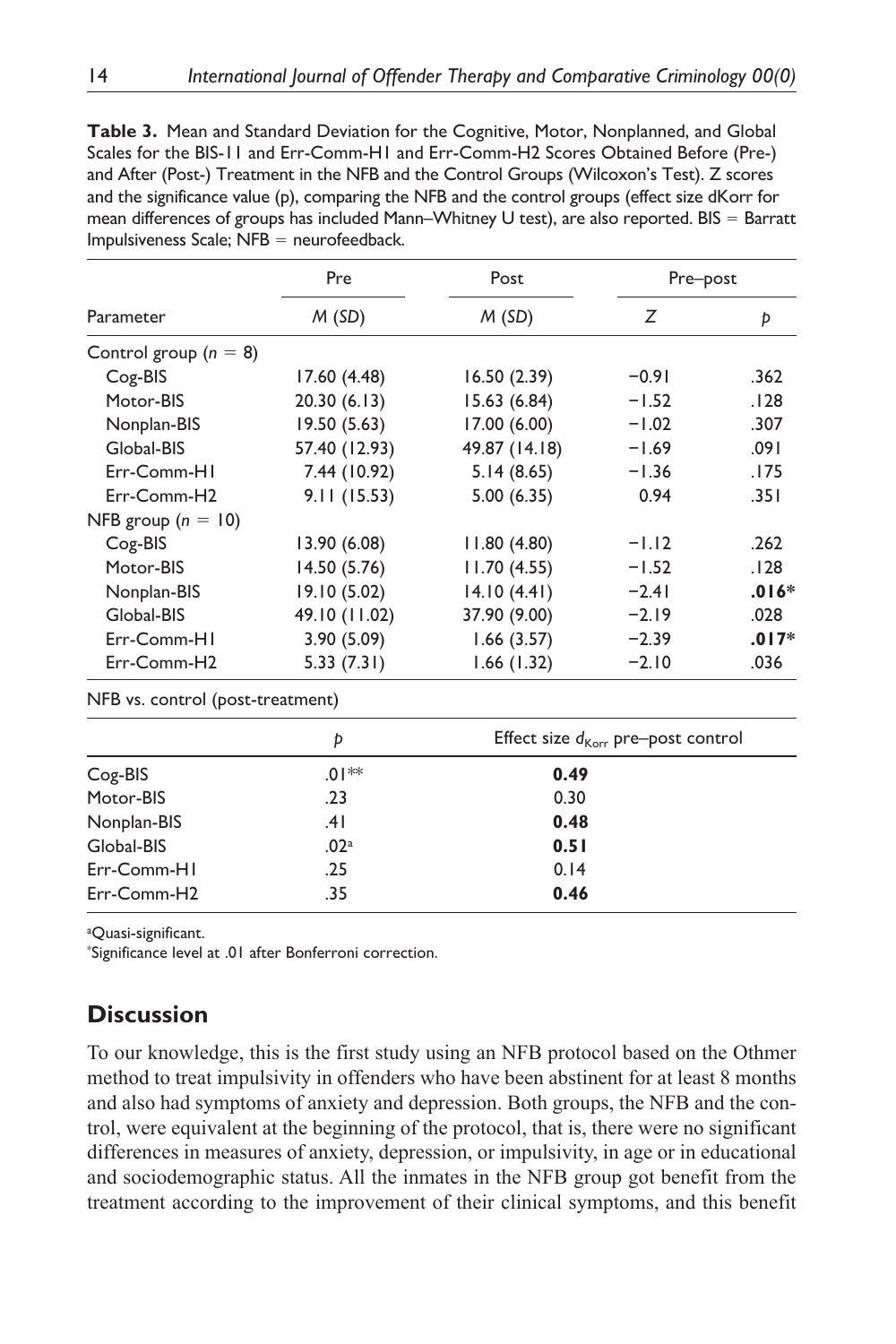**Table 3.** Mean and Standard Deviation for the Cognitive, Motor, Nonplanned, and Global Scales for the BIS-11 and Err-Comm-H1 and Err-Comm-H2 Scores Obtained Before (Pre-) and After (Post-) Treatment in the NFB and the Control Groups (Wilcoxon's Test). Z scores and the significance value (p), comparing the NFB and the control groups (effect size dKorr for mean differences of groups has included Mann–Whitney U test), are also reported. BIS = Barratt Impulsiveness Scale; NFB = neurofeedback.

| Parameter | Pre | Post | Pre–post | |
|---|---|---|---|---|
| | *M* (*SD*) | *M* (*SD*) | *Z* | *p* |
| Control group ($n$ = 8) | | | | |
| Cog-BIS | 17.60 (4.48) | 16.50 (2.39) | −0.91 | .362 |
| Motor-BIS | 20.30 (6.13) | 15.63 (6.84) | −1.52 | .128 |
| Nonplan-BIS | 19.50 (5.63) | 17.00 (6.00) | −1.02 | .307 |
| Global-BIS | 57.40 (12.93) | 49.87 (14.18) | −1.69 | .091 |
| Err-Comm-H1 | 7.44 (10.92) | 5.14 (8.65) | −1.36 | .175 |
| Err-Comm-H2 | 9.11 (15.53) | 5.00 (6.35) | 0.94 | .351 |
| NFB group ($n$ = 10) | | | | |
| Cog-BIS | 13.90 (6.08) | 11.80 (4.80) | −1.12 | .262 |
| Motor-BIS | 14.50 (5.76) | 11.70 (4.55) | −1.52 | .128 |
| Nonplan-BIS | 19.10 (5.02) | 14.10 (4.41) | −2.41 | **.016*** |
| Global-BIS | 49.10 (11.02) | 37.90 (9.00) | −2.19 | .028 |
| Err-Comm-H1 | 3.90 (5.09) | 1.66 (3.57) | −2.39 | **.017*** |
| Err-Comm-H2 | 5.33 (7.31) | 1.66 (1.32) | −2.10 | .036 |

NFB vs. control (post-treatment)

| | *p* | Effect size $d_{Korr}$ pre–post control |
|---|---|---|
| Cog-BIS | .01** | **0.49** |
| Motor-BIS | .23 | 0.30 |
| Nonplan-BIS | .41 | **0.48** |
| Global-BIS | .02[a] | **0.51** |
| Err-Comm-H1 | .25 | 0.14 |
| Err-Comm-H2 | .35 | **0.46** |

[a]Quasi-significant.
*Significance level at .01 after Bonferroni correction.

## Discussion

To our knowledge, this is the first study using an NFB protocol based on the Othmer method to treat impulsivity in offenders who have been abstinent for at least 8 months and also had symptoms of anxiety and depression. Both groups, the NFB and the control, were equivalent at the beginning of the protocol, that is, there were no significant differences in measures of anxiety, depression, or impulsivity, in age or in educational and sociodemographic status. All the inmates in the NFB group got benefit from the treatment according to the improvement of their clinical symptoms, and this benefit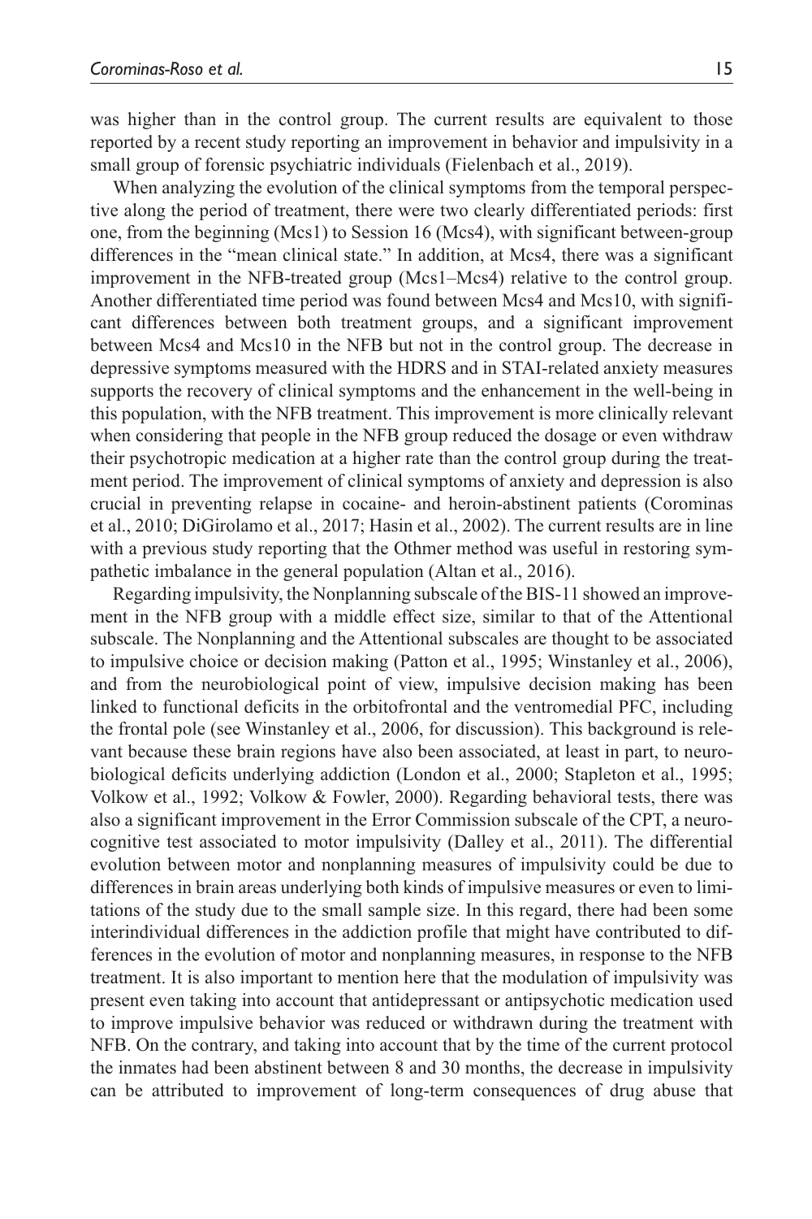was higher than in the control group. The current results are equivalent to those reported by a recent study reporting an improvement in behavior and impulsivity in a small group of forensic psychiatric individuals (Fielenbach et al., 2019).

When analyzing the evolution of the clinical symptoms from the temporal perspective along the period of treatment, there were two clearly differentiated periods: first one, from the beginning (Mcs1) to Session 16 (Mcs4), with significant between-group differences in the "mean clinical state." In addition, at Mcs4, there was a significant improvement in the NFB-treated group (Mcs1–Mcs4) relative to the control group. Another differentiated time period was found between Mcs4 and Mcs10, with significant differences between both treatment groups, and a significant improvement between Mcs4 and Mcs10 in the NFB but not in the control group. The decrease in depressive symptoms measured with the HDRS and in STAI-related anxiety measures supports the recovery of clinical symptoms and the enhancement in the well-being in this population, with the NFB treatment. This improvement is more clinically relevant when considering that people in the NFB group reduced the dosage or even withdraw their psychotropic medication at a higher rate than the control group during the treatment period. The improvement of clinical symptoms of anxiety and depression is also crucial in preventing relapse in cocaine- and heroin-abstinent patients (Corominas et al., 2010; DiGirolamo et al., 2017; Hasin et al., 2002). The current results are in line with a previous study reporting that the Othmer method was useful in restoring sympathetic imbalance in the general population (Altan et al., 2016).

Regarding impulsivity, the Nonplanning subscale of the BIS-11 showed an improvement in the NFB group with a middle effect size, similar to that of the Attentional subscale. The Nonplanning and the Attentional subscales are thought to be associated to impulsive choice or decision making (Patton et al., 1995; Winstanley et al., 2006), and from the neurobiological point of view, impulsive decision making has been linked to functional deficits in the orbitofrontal and the ventromedial PFC, including the frontal pole (see Winstanley et al., 2006, for discussion). This background is relevant because these brain regions have also been associated, at least in part, to neurobiological deficits underlying addiction (London et al., 2000; Stapleton et al., 1995; Volkow et al., 1992; Volkow & Fowler, 2000). Regarding behavioral tests, there was also a significant improvement in the Error Commission subscale of the CPT, a neurocognitive test associated to motor impulsivity (Dalley et al., 2011). The differential evolution between motor and nonplanning measures of impulsivity could be due to differences in brain areas underlying both kinds of impulsive measures or even to limitations of the study due to the small sample size. In this regard, there had been some interindividual differences in the addiction profile that might have contributed to differences in the evolution of motor and nonplanning measures, in response to the NFB treatment. It is also important to mention here that the modulation of impulsivity was present even taking into account that antidepressant or antipsychotic medication used to improve impulsive behavior was reduced or withdrawn during the treatment with NFB. On the contrary, and taking into account that by the time of the current protocol the inmates had been abstinent between 8 and 30 months, the decrease in impulsivity can be attributed to improvement of long-term consequences of drug abuse that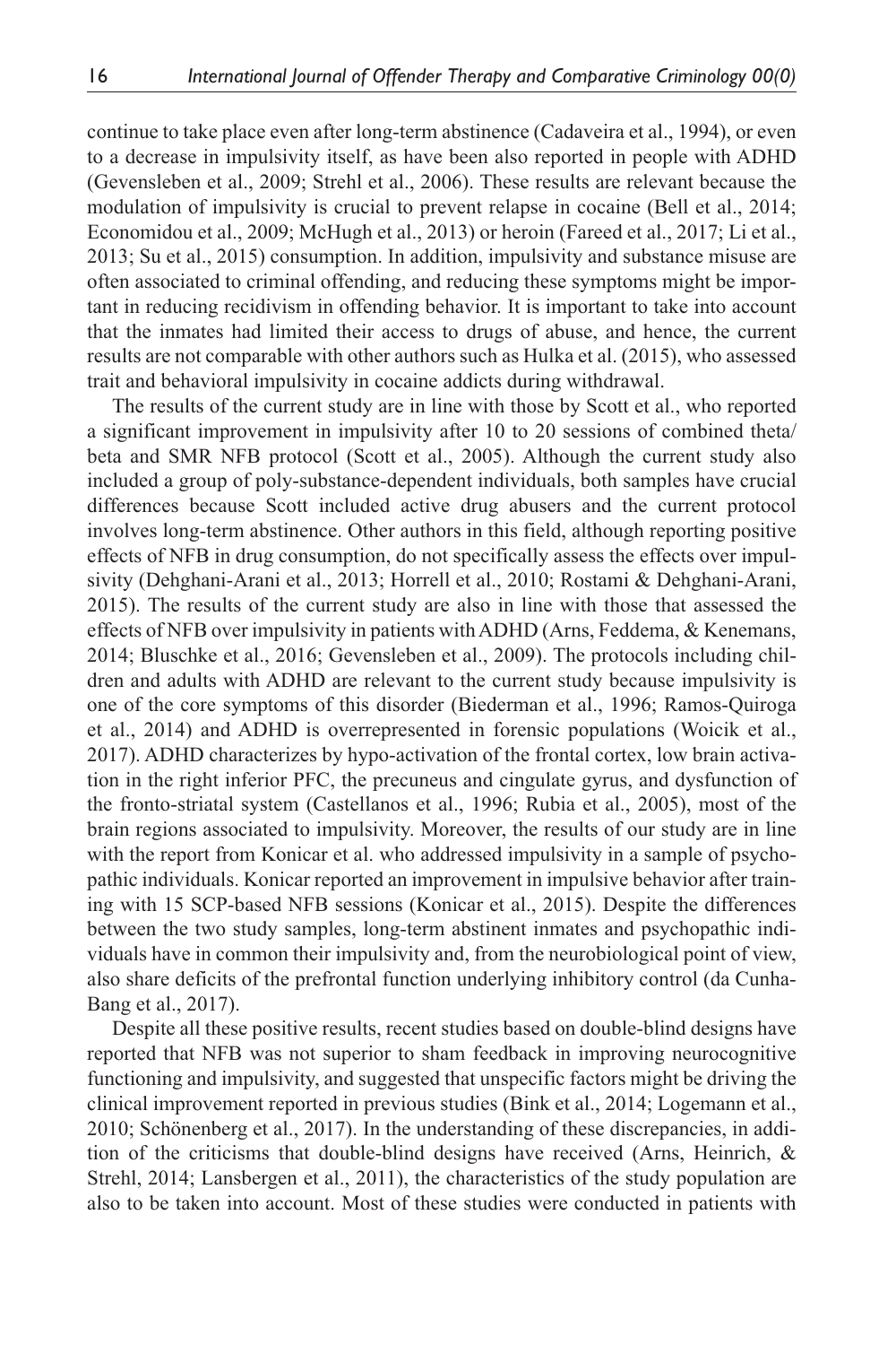continue to take place even after long-term abstinence (Cadaveira et al., 1994), or even to a decrease in impulsivity itself, as have been also reported in people with ADHD (Gevensleben et al., 2009; Strehl et al., 2006). These results are relevant because the modulation of impulsivity is crucial to prevent relapse in cocaine (Bell et al., 2014; Economidou et al., 2009; McHugh et al., 2013) or heroin (Fareed et al., 2017; Li et al., 2013; Su et al., 2015) consumption. In addition, impulsivity and substance misuse are often associated to criminal offending, and reducing these symptoms might be important in reducing recidivism in offending behavior. It is important to take into account that the inmates had limited their access to drugs of abuse, and hence, the current results are not comparable with other authors such as Hulka et al. (2015), who assessed trait and behavioral impulsivity in cocaine addicts during withdrawal.

The results of the current study are in line with those by Scott et al., who reported a significant improvement in impulsivity after 10 to 20 sessions of combined theta/beta and SMR NFB protocol (Scott et al., 2005). Although the current study also included a group of poly-substance-dependent individuals, both samples have crucial differences because Scott included active drug abusers and the current protocol involves long-term abstinence. Other authors in this field, although reporting positive effects of NFB in drug consumption, do not specifically assess the effects over impulsivity (Dehghani-Arani et al., 2013; Horrell et al., 2010; Rostami & Dehghani-Arani, 2015). The results of the current study are also in line with those that assessed the effects of NFB over impulsivity in patients with ADHD (Arns, Feddema, & Kenemans, 2014; Bluschke et al., 2016; Gevensleben et al., 2009). The protocols including children and adults with ADHD are relevant to the current study because impulsivity is one of the core symptoms of this disorder (Biederman et al., 1996; Ramos-Quiroga et al., 2014) and ADHD is overrepresented in forensic populations (Woicik et al., 2017). ADHD characterizes by hypo-activation of the frontal cortex, low brain activation in the right inferior PFC, the precuneus and cingulate gyrus, and dysfunction of the fronto-striatal system (Castellanos et al., 1996; Rubia et al., 2005), most of the brain regions associated to impulsivity. Moreover, the results of our study are in line with the report from Konicar et al. who addressed impulsivity in a sample of psychopathic individuals. Konicar reported an improvement in impulsive behavior after training with 15 SCP-based NFB sessions (Konicar et al., 2015). Despite the differences between the two study samples, long-term abstinent inmates and psychopathic individuals have in common their impulsivity and, from the neurobiological point of view, also share deficits of the prefrontal function underlying inhibitory control (da Cunha-Bang et al., 2017).

Despite all these positive results, recent studies based on double-blind designs have reported that NFB was not superior to sham feedback in improving neurocognitive functioning and impulsivity, and suggested that unspecific factors might be driving the clinical improvement reported in previous studies (Bink et al., 2014; Logemann et al., 2010; Schönenberg et al., 2017). In the understanding of these discrepancies, in addition of the criticisms that double-blind designs have received (Arns, Heinrich, & Strehl, 2014; Lansbergen et al., 2011), the characteristics of the study population are also to be taken into account. Most of these studies were conducted in patients with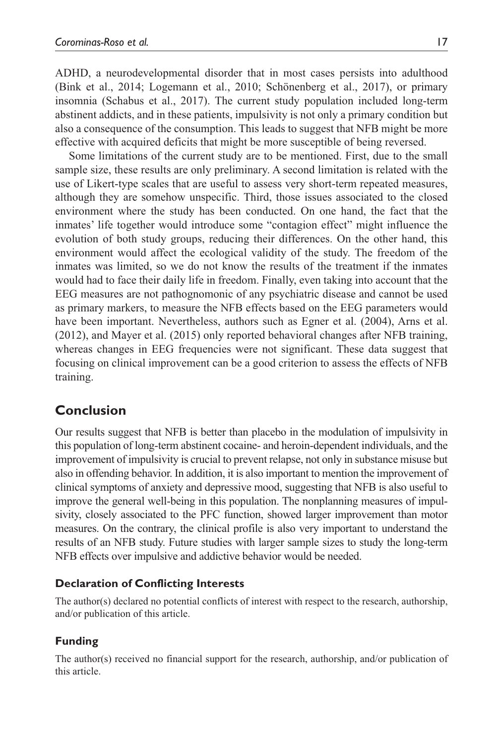ADHD, a neurodevelopmental disorder that in most cases persists into adulthood (Bink et al., 2014; Logemann et al., 2010; Schönenberg et al., 2017), or primary insomnia (Schabus et al., 2017). The current study population included long-term abstinent addicts, and in these patients, impulsivity is not only a primary condition but also a consequence of the consumption. This leads to suggest that NFB might be more effective with acquired deficits that might be more susceptible of being reversed.

Some limitations of the current study are to be mentioned. First, due to the small sample size, these results are only preliminary. A second limitation is related with the use of Likert-type scales that are useful to assess very short-term repeated measures, although they are somehow unspecific. Third, those issues associated to the closed environment where the study has been conducted. On one hand, the fact that the inmates' life together would introduce some "contagion effect" might influence the evolution of both study groups, reducing their differences. On the other hand, this environment would affect the ecological validity of the study. The freedom of the inmates was limited, so we do not know the results of the treatment if the inmates would had to face their daily life in freedom. Finally, even taking into account that the EEG measures are not pathognomonic of any psychiatric disease and cannot be used as primary markers, to measure the NFB effects based on the EEG parameters would have been important. Nevertheless, authors such as Egner et al. (2004), Arns et al. (2012), and Mayer et al. (2015) only reported behavioral changes after NFB training, whereas changes in EEG frequencies were not significant. These data suggest that focusing on clinical improvement can be a good criterion to assess the effects of NFB training.

## Conclusion

Our results suggest that NFB is better than placebo in the modulation of impulsivity in this population of long-term abstinent cocaine- and heroin-dependent individuals, and the improvement of impulsivity is crucial to prevent relapse, not only in substance misuse but also in offending behavior. In addition, it is also important to mention the improvement of clinical symptoms of anxiety and depressive mood, suggesting that NFB is also useful to improve the general well-being in this population. The nonplanning measures of impulsivity, closely associated to the PFC function, showed larger improvement than motor measures. On the contrary, the clinical profile is also very important to understand the results of an NFB study. Future studies with larger sample sizes to study the long-term NFB effects over impulsive and addictive behavior would be needed.

### Declaration of Conflicting Interests

The author(s) declared no potential conflicts of interest with respect to the research, authorship, and/or publication of this article.

### Funding

The author(s) received no financial support for the research, authorship, and/or publication of this article.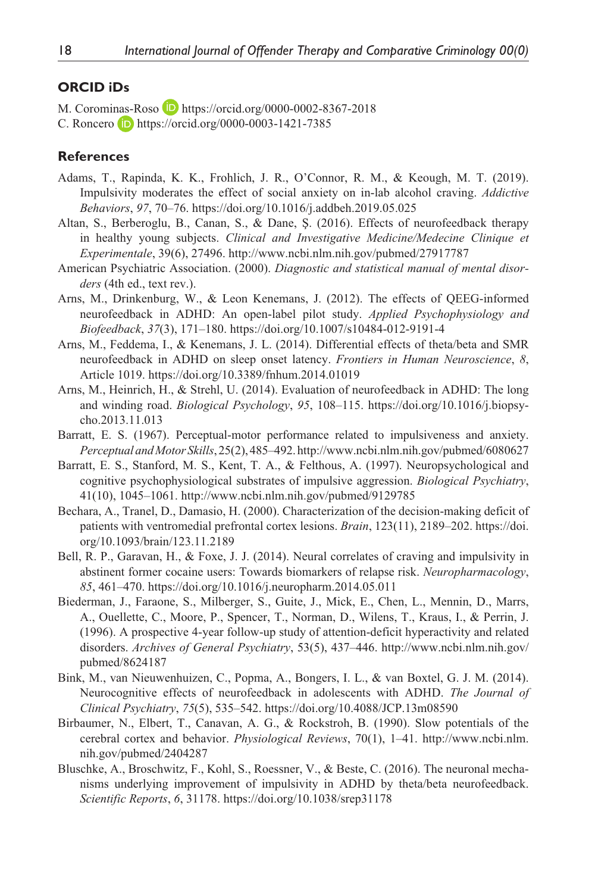## ORCID iDs

M. Corominas-Roso https://orcid.org/0000-0002-8367-2018
C. Roncero https://orcid.org/0000-0003-1421-7385

## References

Adams, T., Rapinda, K. K., Frohlich, J. R., O'Connor, R. M., & Keough, M. T. (2019). Impulsivity moderates the effect of social anxiety on in-lab alcohol craving. *Addictive Behaviors*, *97*, 70–76. https://doi.org/10.1016/j.addbeh.2019.05.025

Altan, S., Berberoglu, B., Canan, S., & Dane, Ş. (2016). Effects of neurofeedback therapy in healthy young subjects. *Clinical and Investigative Medicine/Medecine Clinique et Experimentale*, 39(6), 27496. http://www.ncbi.nlm.nih.gov/pubmed/27917787

American Psychiatric Association. (2000). *Diagnostic and statistical manual of mental disorders* (4th ed., text rev.).

Arns, M., Drinkenburg, W., & Leon Kenemans, J. (2012). The effects of QEEG-informed neurofeedback in ADHD: An open-label pilot study. *Applied Psychophysiology and Biofeedback*, *37*(3), 171–180. https://doi.org/10.1007/s10484-012-9191-4

Arns, M., Feddema, I., & Kenemans, J. L. (2014). Differential effects of theta/beta and SMR neurofeedback in ADHD on sleep onset latency. *Frontiers in Human Neuroscience*, *8*, Article 1019. https://doi.org/10.3389/fnhum.2014.01019

Arns, M., Heinrich, H., & Strehl, U. (2014). Evaluation of neurofeedback in ADHD: The long and winding road. *Biological Psychology*, *95*, 108–115. https://doi.org/10.1016/j.biopsycho.2013.11.013

Barratt, E. S. (1967). Perceptual-motor performance related to impulsiveness and anxiety. *Perceptual and Motor Skills*, 25(2), 485–492. http://www.ncbi.nlm.nih.gov/pubmed/6080627

Barratt, E. S., Stanford, M. S., Kent, T. A., & Felthous, A. (1997). Neuropsychological and cognitive psychophysiological substrates of impulsive aggression. *Biological Psychiatry*, 41(10), 1045–1061. http://www.ncbi.nlm.nih.gov/pubmed/9129785

Bechara, A., Tranel, D., Damasio, H. (2000). Characterization of the decision-making deficit of patients with ventromedial prefrontal cortex lesions. *Brain*, 123(11), 2189–202. https://doi.org/10.1093/brain/123.11.2189

Bell, R. P., Garavan, H., & Foxe, J. J. (2014). Neural correlates of craving and impulsivity in abstinent former cocaine users: Towards biomarkers of relapse risk. *Neuropharmacology*, *85*, 461–470. https://doi.org/10.1016/j.neuropharm.2014.05.011

Biederman, J., Faraone, S., Milberger, S., Guite, J., Mick, E., Chen, L., Mennin, D., Marrs, A., Ouellette, C., Moore, P., Spencer, T., Norman, D., Wilens, T., Kraus, I., & Perrin, J. (1996). A prospective 4-year follow-up study of attention-deficit hyperactivity and related disorders. *Archives of General Psychiatry*, 53(5), 437–446. http://www.ncbi.nlm.nih.gov/pubmed/8624187

Bink, M., van Nieuwenhuizen, C., Popma, A., Bongers, I. L., & van Boxtel, G. J. M. (2014). Neurocognitive effects of neurofeedback in adolescents with ADHD. *The Journal of Clinical Psychiatry*, *75*(5), 535–542. https://doi.org/10.4088/JCP.13m08590

Birbaumer, N., Elbert, T., Canavan, A. G., & Rockstroh, B. (1990). Slow potentials of the cerebral cortex and behavior. *Physiological Reviews*, 70(1), 1–41. http://www.ncbi.nlm.nih.gov/pubmed/2404287

Bluschke, A., Broschwitz, F., Kohl, S., Roessner, V., & Beste, C. (2016). The neuronal mechanisms underlying improvement of impulsivity in ADHD by theta/beta neurofeedback. *Scientific Reports*, *6*, 31178. https://doi.org/10.1038/srep31178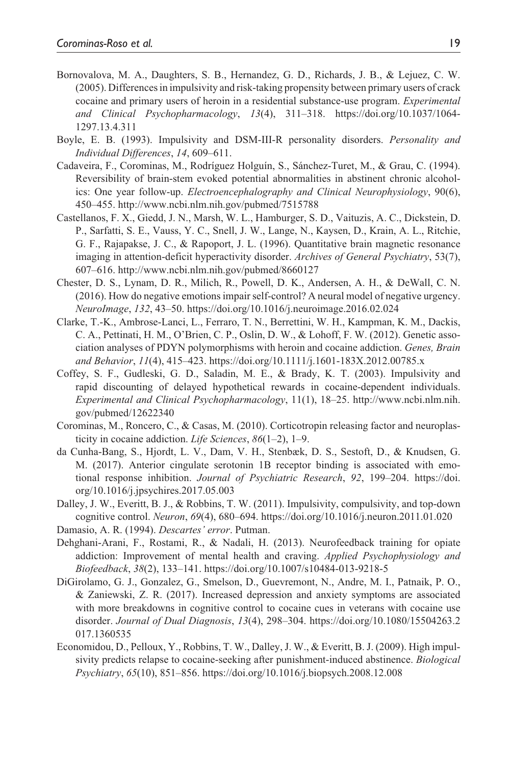Bornovalova, M. A., Daughters, S. B., Hernandez, G. D., Richards, J. B., & Lejuez, C. W. (2005). Differences in impulsivity and risk-taking propensity between primary users of crack cocaine and primary users of heroin in a residential substance-use program. *Experimental and Clinical Psychopharmacology*, *13*(4), 311–318. https://doi.org/10.1037/1064-1297.13.4.311

Boyle, E. B. (1993). Impulsivity and DSM-III-R personality disorders. *Personality and Individual Differences*, *14*, 609–611.

Cadaveira, F., Corominas, M., Rodríguez Holguín, S., Sánchez-Turet, M., & Grau, C. (1994). Reversibility of brain-stem evoked potential abnormalities in abstinent chronic alcoholics: One year follow-up. *Electroencephalography and Clinical Neurophysiology*, 90(6), 450–455. http://www.ncbi.nlm.nih.gov/pubmed/7515788

Castellanos, F. X., Giedd, J. N., Marsh, W. L., Hamburger, S. D., Vaituzis, A. C., Dickstein, D. P., Sarfatti, S. E., Vauss, Y. C., Snell, J. W., Lange, N., Kaysen, D., Krain, A. L., Ritchie, G. F., Rajapakse, J. C., & Rapoport, J. L. (1996). Quantitative brain magnetic resonance imaging in attention-deficit hyperactivity disorder. *Archives of General Psychiatry*, 53(7), 607–616. http://www.ncbi.nlm.nih.gov/pubmed/8660127

Chester, D. S., Lynam, D. R., Milich, R., Powell, D. K., Andersen, A. H., & DeWall, C. N. (2016). How do negative emotions impair self-control? A neural model of negative urgency. *NeuroImage*, *132*, 43–50. https://doi.org/10.1016/j.neuroimage.2016.02.024

Clarke, T.-K., Ambrose-Lanci, L., Ferraro, T. N., Berrettini, W. H., Kampman, K. M., Dackis, C. A., Pettinati, H. M., O'Brien, C. P., Oslin, D. W., & Lohoff, F. W. (2012). Genetic association analyses of PDYN polymorphisms with heroin and cocaine addiction. *Genes, Brain and Behavior*, *11*(4), 415–423. https://doi.org/10.1111/j.1601-183X.2012.00785.x

Coffey, S. F., Gudleski, G. D., Saladin, M. E., & Brady, K. T. (2003). Impulsivity and rapid discounting of delayed hypothetical rewards in cocaine-dependent individuals. *Experimental and Clinical Psychopharmacology*, 11(1), 18–25. http://www.ncbi.nlm.nih.gov/pubmed/12622340

Corominas, M., Roncero, C., & Casas, M. (2010). Corticotropin releasing factor and neuroplasticity in cocaine addiction. *Life Sciences*, *86*(1–2), 1–9.

da Cunha-Bang, S., Hjordt, L. V., Dam, V. H., Stenbæk, D. S., Sestoft, D., & Knudsen, G. M. (2017). Anterior cingulate serotonin 1B receptor binding is associated with emotional response inhibition. *Journal of Psychiatric Research*, *92*, 199–204. https://doi.org/10.1016/j.jpsychires.2017.05.003

Dalley, J. W., Everitt, B. J., & Robbins, T. W. (2011). Impulsivity, compulsivity, and top-down cognitive control. *Neuron*, *69*(4), 680–694. https://doi.org/10.1016/j.neuron.2011.01.020

Damasio, A. R. (1994). *Descartes' error*. Putman.

Dehghani-Arani, F., Rostami, R., & Nadali, H. (2013). Neurofeedback training for opiate addiction: Improvement of mental health and craving. *Applied Psychophysiology and Biofeedback*, *38*(2), 133–141. https://doi.org/10.1007/s10484-013-9218-5

DiGirolamo, G. J., Gonzalez, G., Smelson, D., Guevremont, N., Andre, M. I., Patnaik, P. O., & Zaniewski, Z. R. (2017). Increased depression and anxiety symptoms are associated with more breakdowns in cognitive control to cocaine cues in veterans with cocaine use disorder. *Journal of Dual Diagnosis*, *13*(4), 298–304. https://doi.org/10.1080/15504263.2017.1360535

Economidou, D., Pelloux, Y., Robbins, T. W., Dalley, J. W., & Everitt, B. J. (2009). High impulsivity predicts relapse to cocaine-seeking after punishment-induced abstinence. *Biological Psychiatry*, *65*(10), 851–856. https://doi.org/10.1016/j.biopsych.2008.12.008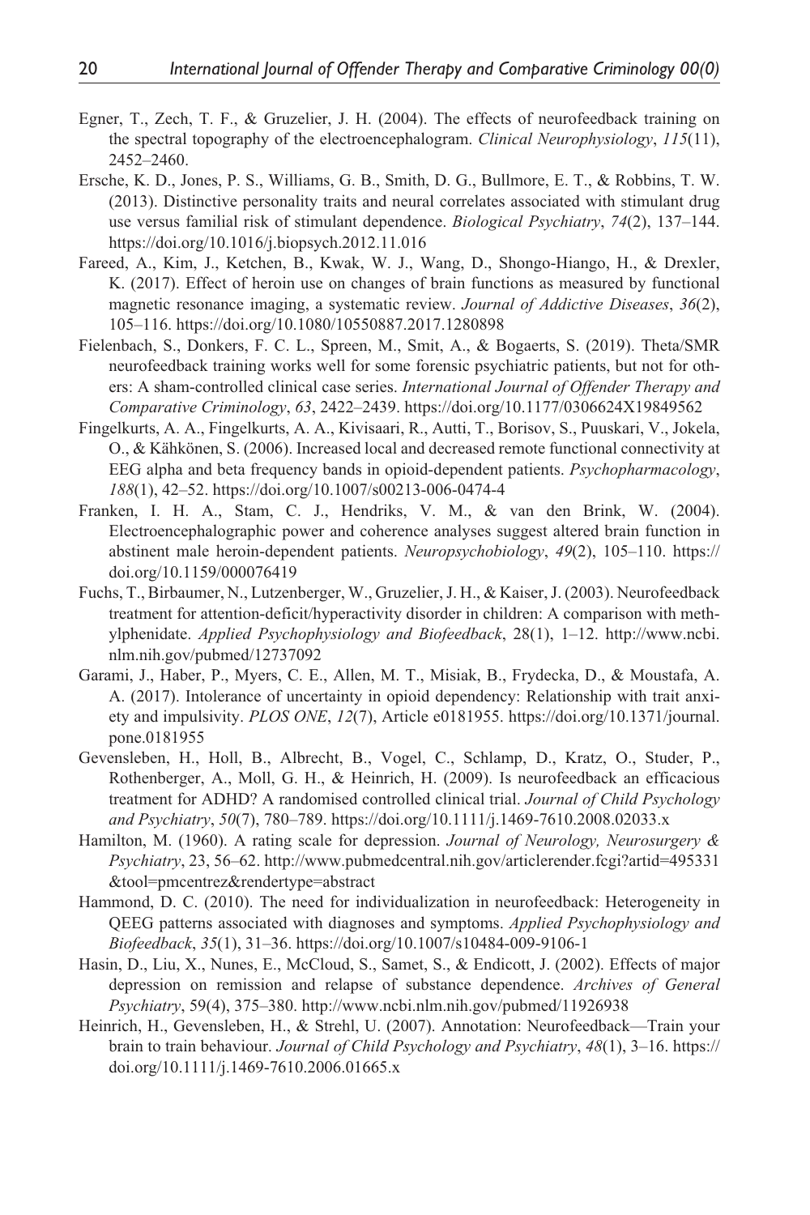Egner, T., Zech, T. F., & Gruzelier, J. H. (2004). The effects of neurofeedback training on the spectral topography of the electroencephalogram. *Clinical Neurophysiology*, *115*(11), 2452–2460.

Ersche, K. D., Jones, P. S., Williams, G. B., Smith, D. G., Bullmore, E. T., & Robbins, T. W. (2013). Distinctive personality traits and neural correlates associated with stimulant drug use versus familial risk of stimulant dependence. *Biological Psychiatry*, *74*(2), 137–144. https://doi.org/10.1016/j.biopsych.2012.11.016

Fareed, A., Kim, J., Ketchen, B., Kwak, W. J., Wang, D., Shongo-Hiango, H., & Drexler, K. (2017). Effect of heroin use on changes of brain functions as measured by functional magnetic resonance imaging, a systematic review. *Journal of Addictive Diseases*, *36*(2), 105–116. https://doi.org/10.1080/10550887.2017.1280898

Fielenbach, S., Donkers, F. C. L., Spreen, M., Smit, A., & Bogaerts, S. (2019). Theta/SMR neurofeedback training works well for some forensic psychiatric patients, but not for others: A sham-controlled clinical case series. *International Journal of Offender Therapy and Comparative Criminology*, *63*, 2422–2439. https://doi.org/10.1177/0306624X19849562

Fingelkurts, A. A., Fingelkurts, A. A., Kivisaari, R., Autti, T., Borisov, S., Puuskari, V., Jokela, O., & Kähkönen, S. (2006). Increased local and decreased remote functional connectivity at EEG alpha and beta frequency bands in opioid-dependent patients. *Psychopharmacology*, *188*(1), 42–52. https://doi.org/10.1007/s00213-006-0474-4

Franken, I. H. A., Stam, C. J., Hendriks, V. M., & van den Brink, W. (2004). Electroencephalographic power and coherence analyses suggest altered brain function in abstinent male heroin-dependent patients. *Neuropsychobiology*, *49*(2), 105–110. https://doi.org/10.1159/000076419

Fuchs, T., Birbaumer, N., Lutzenberger, W., Gruzelier, J. H., & Kaiser, J. (2003). Neurofeedback treatment for attention-deficit/hyperactivity disorder in children: A comparison with methylphenidate. *Applied Psychophysiology and Biofeedback*, 28(1), 1–12. http://www.ncbi.nlm.nih.gov/pubmed/12737092

Garami, J., Haber, P., Myers, C. E., Allen, M. T., Misiak, B., Frydecka, D., & Moustafa, A. A. (2017). Intolerance of uncertainty in opioid dependency: Relationship with trait anxiety and impulsivity. *PLOS ONE*, *12*(7), Article e0181955. https://doi.org/10.1371/journal.pone.0181955

Gevensleben, H., Holl, B., Albrecht, B., Vogel, C., Schlamp, D., Kratz, O., Studer, P., Rothenberger, A., Moll, G. H., & Heinrich, H. (2009). Is neurofeedback an efficacious treatment for ADHD? A randomised controlled clinical trial. *Journal of Child Psychology and Psychiatry*, *50*(7), 780–789. https://doi.org/10.1111/j.1469-7610.2008.02033.x

Hamilton, M. (1960). A rating scale for depression. *Journal of Neurology, Neurosurgery & Psychiatry*, 23, 56–62. http://www.pubmedcentral.nih.gov/articlerender.fcgi?artid=495331&tool=pmcentrez&rendertype=abstract

Hammond, D. C. (2010). The need for individualization in neurofeedback: Heterogeneity in QEEG patterns associated with diagnoses and symptoms. *Applied Psychophysiology and Biofeedback*, *35*(1), 31–36. https://doi.org/10.1007/s10484-009-9106-1

Hasin, D., Liu, X., Nunes, E., McCloud, S., Samet, S., & Endicott, J. (2002). Effects of major depression on remission and relapse of substance dependence. *Archives of General Psychiatry*, 59(4), 375–380. http://www.ncbi.nlm.nih.gov/pubmed/11926938

Heinrich, H., Gevensleben, H., & Strehl, U. (2007). Annotation: Neurofeedback—Train your brain to train behaviour. *Journal of Child Psychology and Psychiatry*, *48*(1), 3–16. https://doi.org/10.1111/j.1469-7610.2006.01665.x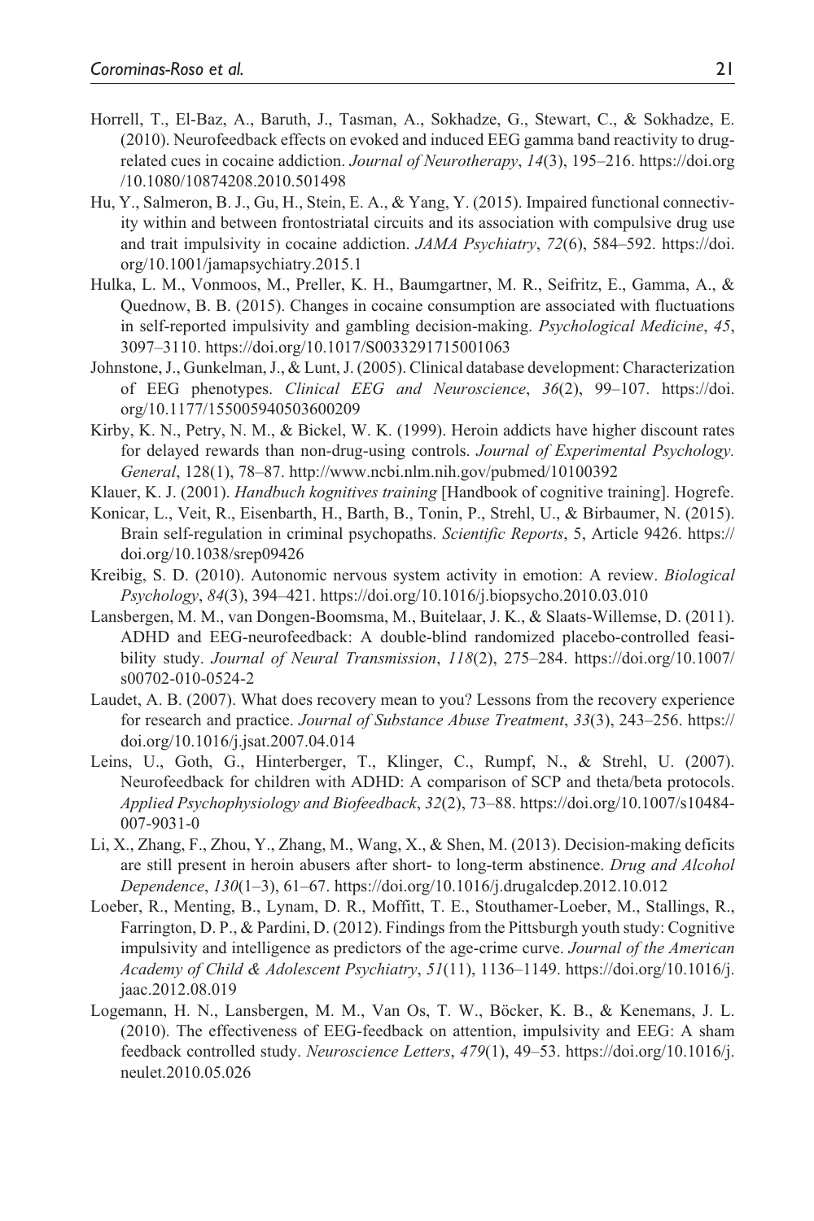Horrell, T., El-Baz, A., Baruth, J., Tasman, A., Sokhadze, G., Stewart, C., & Sokhadze, E. (2010). Neurofeedback effects on evoked and induced EEG gamma band reactivity to drug-related cues in cocaine addiction. *Journal of Neurotherapy*, *14*(3), 195–216. https://doi.org/10.1080/10874208.2010.501498

Hu, Y., Salmeron, B. J., Gu, H., Stein, E. A., & Yang, Y. (2015). Impaired functional connectivity within and between frontostriatal circuits and its association with compulsive drug use and trait impulsivity in cocaine addiction. *JAMA Psychiatry*, *72*(6), 584–592. https://doi.org/10.1001/jamapsychiatry.2015.1

Hulka, L. M., Vonmoos, M., Preller, K. H., Baumgartner, M. R., Seifritz, E., Gamma, A., & Quednow, B. B. (2015). Changes in cocaine consumption are associated with fluctuations in self-reported impulsivity and gambling decision-making. *Psychological Medicine*, *45*, 3097–3110. https://doi.org/10.1017/S0033291715001063

Johnstone, J., Gunkelman, J., & Lunt, J. (2005). Clinical database development: Characterization of EEG phenotypes. *Clinical EEG and Neuroscience*, *36*(2), 99–107. https://doi.org/10.1177/155005940503600209

Kirby, K. N., Petry, N. M., & Bickel, W. K. (1999). Heroin addicts have higher discount rates for delayed rewards than non-drug-using controls. *Journal of Experimental Psychology. General*, 128(1), 78–87. http://www.ncbi.nlm.nih.gov/pubmed/10100392

Klauer, K. J. (2001). *Handbuch kognitives training* [Handbook of cognitive training]. Hogrefe.

Konicar, L., Veit, R., Eisenbarth, H., Barth, B., Tonin, P., Strehl, U., & Birbaumer, N. (2015). Brain self-regulation in criminal psychopaths. *Scientific Reports*, 5, Article 9426. https://doi.org/10.1038/srep09426

Kreibig, S. D. (2010). Autonomic nervous system activity in emotion: A review. *Biological Psychology*, *84*(3), 394–421. https://doi.org/10.1016/j.biopsycho.2010.03.010

Lansbergen, M. M., van Dongen-Boomsma, M., Buitelaar, J. K., & Slaats-Willemse, D. (2011). ADHD and EEG-neurofeedback: A double-blind randomized placebo-controlled feasibility study. *Journal of Neural Transmission*, *118*(2), 275–284. https://doi.org/10.1007/s00702-010-0524-2

Laudet, A. B. (2007). What does recovery mean to you? Lessons from the recovery experience for research and practice. *Journal of Substance Abuse Treatment*, *33*(3), 243–256. https://doi.org/10.1016/j.jsat.2007.04.014

Leins, U., Goth, G., Hinterberger, T., Klinger, C., Rumpf, N., & Strehl, U. (2007). Neurofeedback for children with ADHD: A comparison of SCP and theta/beta protocols. *Applied Psychophysiology and Biofeedback*, *32*(2), 73–88. https://doi.org/10.1007/s10484-007-9031-0

Li, X., Zhang, F., Zhou, Y., Zhang, M., Wang, X., & Shen, M. (2013). Decision-making deficits are still present in heroin abusers after short- to long-term abstinence. *Drug and Alcohol Dependence*, *130*(1–3), 61–67. https://doi.org/10.1016/j.drugalcdep.2012.10.012

Loeber, R., Menting, B., Lynam, D. R., Moffitt, T. E., Stouthamer-Loeber, M., Stallings, R., Farrington, D. P., & Pardini, D. (2012). Findings from the Pittsburgh youth study: Cognitive impulsivity and intelligence as predictors of the age-crime curve. *Journal of the American Academy of Child & Adolescent Psychiatry*, *51*(11), 1136–1149. https://doi.org/10.1016/j.jaac.2012.08.019

Logemann, H. N., Lansbergen, M. M., Van Os, T. W., Böcker, K. B., & Kenemans, J. L. (2010). The effectiveness of EEG-feedback on attention, impulsivity and EEG: A sham feedback controlled study. *Neuroscience Letters*, *479*(1), 49–53. https://doi.org/10.1016/j.neulet.2010.05.026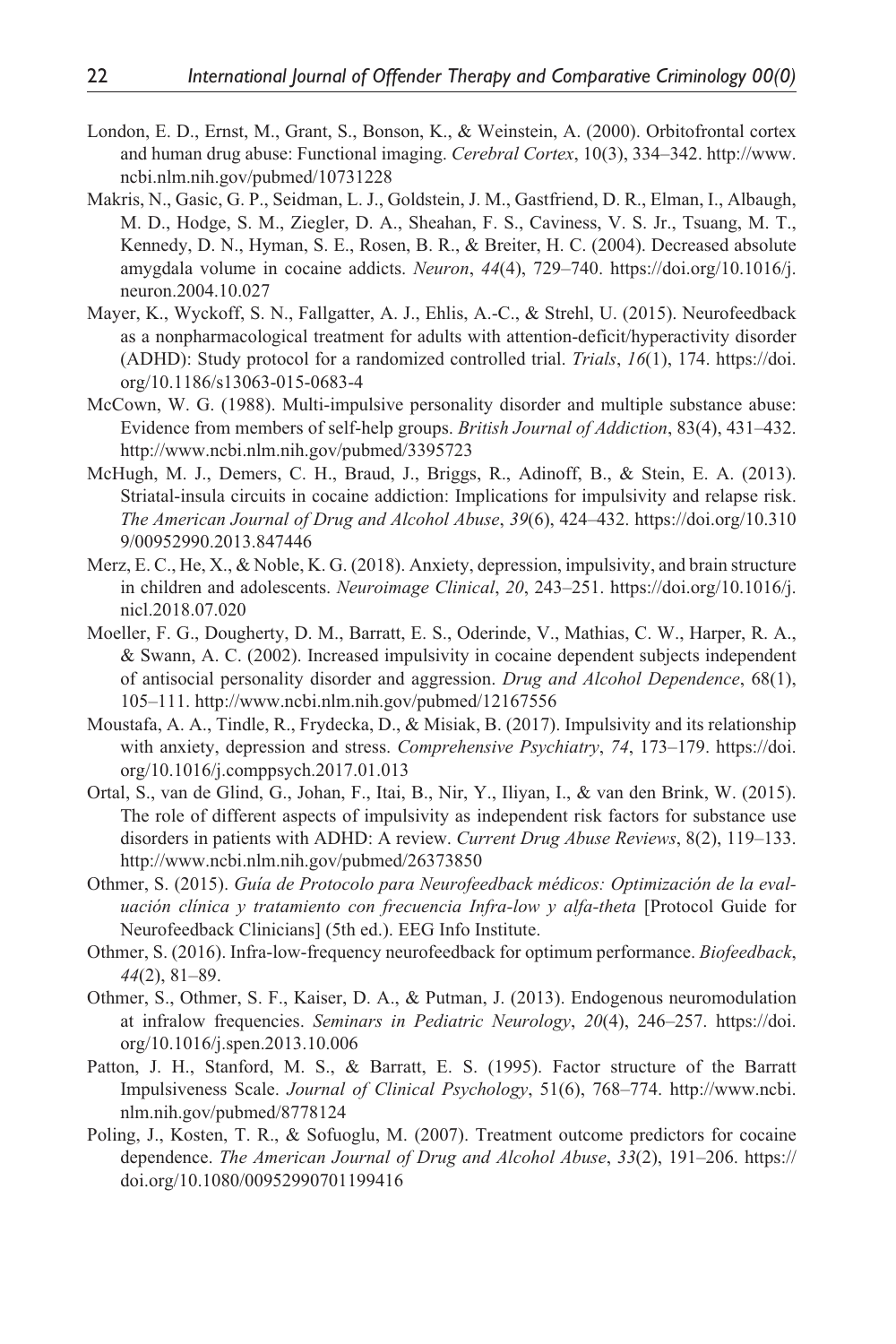London, E. D., Ernst, M., Grant, S., Bonson, K., & Weinstein, A. (2000). Orbitofrontal cortex and human drug abuse: Functional imaging. *Cerebral Cortex*, 10(3), 334–342. http://www.ncbi.nlm.nih.gov/pubmed/10731228

Makris, N., Gasic, G. P., Seidman, L. J., Goldstein, J. M., Gastfriend, D. R., Elman, I., Albaugh, M. D., Hodge, S. M., Ziegler, D. A., Sheahan, F. S., Caviness, V. S. Jr., Tsuang, M. T., Kennedy, D. N., Hyman, S. E., Rosen, B. R., & Breiter, H. C. (2004). Decreased absolute amygdala volume in cocaine addicts. *Neuron*, *44*(4), 729–740. https://doi.org/10.1016/j.neuron.2004.10.027

Mayer, K., Wyckoff, S. N., Fallgatter, A. J., Ehlis, A.-C., & Strehl, U. (2015). Neurofeedback as a nonpharmacological treatment for adults with attention-deficit/hyperactivity disorder (ADHD): Study protocol for a randomized controlled trial. *Trials*, *16*(1), 174. https://doi.org/10.1186/s13063-015-0683-4

McCown, W. G. (1988). Multi-impulsive personality disorder and multiple substance abuse: Evidence from members of self-help groups. *British Journal of Addiction*, 83(4), 431–432. http://www.ncbi.nlm.nih.gov/pubmed/3395723

McHugh, M. J., Demers, C. H., Braud, J., Briggs, R., Adinoff, B., & Stein, E. A. (2013). Striatal-insula circuits in cocaine addiction: Implications for impulsivity and relapse risk. *The American Journal of Drug and Alcohol Abuse*, *39*(6), 424–432. https://doi.org/10.3109/00952990.2013.847446

Merz, E. C., He, X., & Noble, K. G. (2018). Anxiety, depression, impulsivity, and brain structure in children and adolescents. *Neuroimage Clinical*, *20*, 243–251. https://doi.org/10.1016/j.nicl.2018.07.020

Moeller, F. G., Dougherty, D. M., Barratt, E. S., Oderinde, V., Mathias, C. W., Harper, R. A., & Swann, A. C. (2002). Increased impulsivity in cocaine dependent subjects independent of antisocial personality disorder and aggression. *Drug and Alcohol Dependence*, 68(1), 105–111. http://www.ncbi.nlm.nih.gov/pubmed/12167556

Moustafa, A. A., Tindle, R., Frydecka, D., & Misiak, B. (2017). Impulsivity and its relationship with anxiety, depression and stress. *Comprehensive Psychiatry*, *74*, 173–179. https://doi.org/10.1016/j.comppsych.2017.01.013

Ortal, S., van de Glind, G., Johan, F., Itai, B., Nir, Y., Iliyan, I., & van den Brink, W. (2015). The role of different aspects of impulsivity as independent risk factors for substance use disorders in patients with ADHD: A review. *Current Drug Abuse Reviews*, 8(2), 119–133. http://www.ncbi.nlm.nih.gov/pubmed/26373850

Othmer, S. (2015). *Guía de Protocolo para Neurofeedback médicos: Optimización de la evaluación clínica y tratamiento con frecuencia Infra-low y alfa-theta* [Protocol Guide for Neurofeedback Clinicians] (5th ed.). EEG Info Institute.

Othmer, S. (2016). Infra-low-frequency neurofeedback for optimum performance. *Biofeedback*, *44*(2), 81–89.

Othmer, S., Othmer, S. F., Kaiser, D. A., & Putman, J. (2013). Endogenous neuromodulation at infralow frequencies. *Seminars in Pediatric Neurology*, *20*(4), 246–257. https://doi.org/10.1016/j.spen.2013.10.006

Patton, J. H., Stanford, M. S., & Barratt, E. S. (1995). Factor structure of the Barratt Impulsiveness Scale. *Journal of Clinical Psychology*, 51(6), 768–774. http://www.ncbi.nlm.nih.gov/pubmed/8778124

Poling, J., Kosten, T. R., & Sofuoglu, M. (2007). Treatment outcome predictors for cocaine dependence. *The American Journal of Drug and Alcohol Abuse*, *33*(2), 191–206. https://doi.org/10.1080/00952990701199416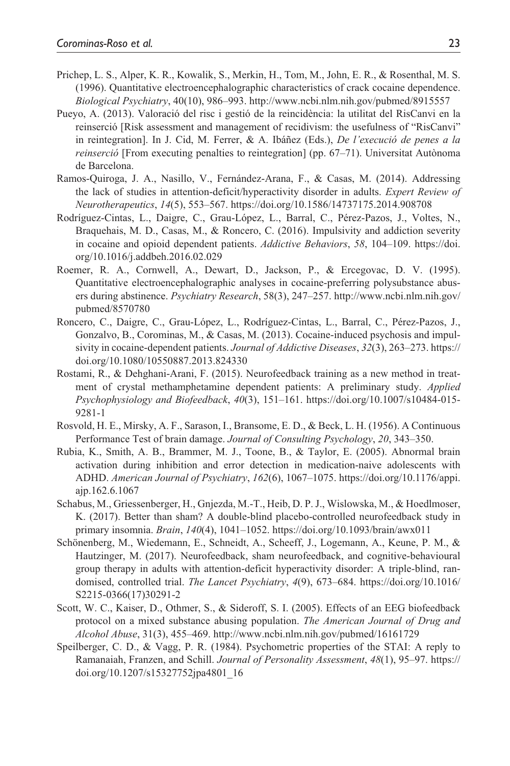Prichep, L. S., Alper, K. R., Kowalik, S., Merkin, H., Tom, M., John, E. R., & Rosenthal, M. S. (1996). Quantitative electroencephalographic characteristics of crack cocaine dependence. *Biological Psychiatry*, 40(10), 986–993. http://www.ncbi.nlm.nih.gov/pubmed/8915557

Pueyo, A. (2013). Valoració del risc i gestió de la reincidència: la utilitat del RisCanvi en la reinserció [Risk assessment and management of recidivism: the usefulness of "RisCanvi" in reintegration]. In J. Cid, M. Ferrer, & A. Ibáñez (Eds.), *De l'execució de penes a la reinserció* [From executing penalties to reintegration] (pp. 67–71). Universitat Autònoma de Barcelona.

Ramos-Quiroga, J. A., Nasillo, V., Fernández-Arana, F., & Casas, M. (2014). Addressing the lack of studies in attention-deficit/hyperactivity disorder in adults. *Expert Review of Neurotherapeutics*, *14*(5), 553–567. https://doi.org/10.1586/14737175.2014.908708

Rodríguez-Cintas, L., Daigre, C., Grau-López, L., Barral, C., Pérez-Pazos, J., Voltes, N., Braquehais, M. D., Casas, M., & Roncero, C. (2016). Impulsivity and addiction severity in cocaine and opioid dependent patients. *Addictive Behaviors*, *58*, 104–109. https://doi.org/10.1016/j.addbeh.2016.02.029

Roemer, R. A., Cornwell, A., Dewart, D., Jackson, P., & Ercegovac, D. V. (1995). Quantitative electroencephalographic analyses in cocaine-preferring polysubstance abusers during abstinence. *Psychiatry Research*, 58(3), 247–257. http://www.ncbi.nlm.nih.gov/pubmed/8570780

Roncero, C., Daigre, C., Grau-López, L., Rodríguez-Cintas, L., Barral, C., Pérez-Pazos, J., Gonzalvo, B., Corominas, M., & Casas, M. (2013). Cocaine-induced psychosis and impulsivity in cocaine-dependent patients. *Journal of Addictive Diseases*, *32*(3), 263–273. https://doi.org/10.1080/10550887.2013.824330

Rostami, R., & Dehghani-Arani, F. (2015). Neurofeedback training as a new method in treatment of crystal methamphetamine dependent patients: A preliminary study. *Applied Psychophysiology and Biofeedback*, *40*(3), 151–161. https://doi.org/10.1007/s10484-015-9281-1

Rosvold, H. E., Mirsky, A. F., Sarason, I., Bransome, E. D., & Beck, L. H. (1956). A Continuous Performance Test of brain damage. *Journal of Consulting Psychology*, *20*, 343–350.

Rubia, K., Smith, A. B., Brammer, M. J., Toone, B., & Taylor, E. (2005). Abnormal brain activation during inhibition and error detection in medication-naive adolescents with ADHD. *American Journal of Psychiatry*, *162*(6), 1067–1075. https://doi.org/10.1176/appi.ajp.162.6.1067

Schabus, M., Griessenberger, H., Gnjezda, M.-T., Heib, D. P. J., Wislowska, M., & Hoedlmoser, K. (2017). Better than sham? A double-blind placebo-controlled neurofeedback study in primary insomnia. *Brain*, *140*(4), 1041–1052. https://doi.org/10.1093/brain/awx011

Schönenberg, M., Wiedemann, E., Schneidt, A., Scheeff, J., Logemann, A., Keune, P. M., & Hautzinger, M. (2017). Neurofeedback, sham neurofeedback, and cognitive-behavioural group therapy in adults with attention-deficit hyperactivity disorder: A triple-blind, randomised, controlled trial. *The Lancet Psychiatry*, *4*(9), 673–684. https://doi.org/10.1016/S2215-0366(17)30291-2

Scott, W. C., Kaiser, D., Othmer, S., & Sideroff, S. I. (2005). Effects of an EEG biofeedback protocol on a mixed substance abusing population. *The American Journal of Drug and Alcohol Abuse*, 31(3), 455–469. http://www.ncbi.nlm.nih.gov/pubmed/16161729

Speilberger, C. D., & Vagg, P. R. (1984). Psychometric properties of the STAI: A reply to Ramanaiah, Franzen, and Schill. *Journal of Personality Assessment*, *48*(1), 95–97. https://doi.org/10.1207/s15327752jpa4801_16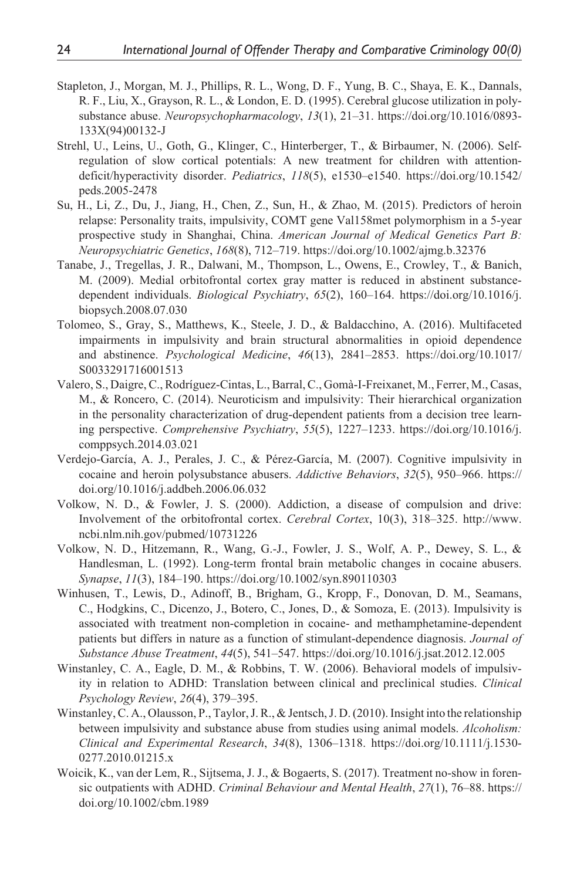Stapleton, J., Morgan, M. J., Phillips, R. L., Wong, D. F., Yung, B. C., Shaya, E. K., Dannals, R. F., Liu, X., Grayson, R. L., & London, E. D. (1995). Cerebral glucose utilization in polysubstance abuse. *Neuropsychopharmacology*, *13*(1), 21–31. https://doi.org/10.1016/0893-133X(94)00132-J

Strehl, U., Leins, U., Goth, G., Klinger, C., Hinterberger, T., & Birbaumer, N. (2006). Self-regulation of slow cortical potentials: A new treatment for children with attention-deficit/hyperactivity disorder. *Pediatrics*, *118*(5), e1530–e1540. https://doi.org/10.1542/peds.2005-2478

Su, H., Li, Z., Du, J., Jiang, H., Chen, Z., Sun, H., & Zhao, M. (2015). Predictors of heroin relapse: Personality traits, impulsivity, COMT gene Val158met polymorphism in a 5-year prospective study in Shanghai, China. *American Journal of Medical Genetics Part B: Neuropsychiatric Genetics*, *168*(8), 712–719. https://doi.org/10.1002/ajmg.b.32376

Tanabe, J., Tregellas, J. R., Dalwani, M., Thompson, L., Owens, E., Crowley, T., & Banich, M. (2009). Medial orbitofrontal cortex gray matter is reduced in abstinent substance-dependent individuals. *Biological Psychiatry*, *65*(2), 160–164. https://doi.org/10.1016/j.biopsych.2008.07.030

Tolomeo, S., Gray, S., Matthews, K., Steele, J. D., & Baldacchino, A. (2016). Multifaceted impairments in impulsivity and brain structural abnormalities in opioid dependence and abstinence. *Psychological Medicine*, *46*(13), 2841–2853. https://doi.org/10.1017/S0033291716001513

Valero, S., Daigre, C., Rodríguez-Cintas, L., Barral, C., Gomà-I-Freixanet, M., Ferrer, M., Casas, M., & Roncero, C. (2014). Neuroticism and impulsivity: Their hierarchical organization in the personality characterization of drug-dependent patients from a decision tree learning perspective. *Comprehensive Psychiatry*, *55*(5), 1227–1233. https://doi.org/10.1016/j.comppsych.2014.03.021

Verdejo-García, A. J., Perales, J. C., & Pérez-García, M. (2007). Cognitive impulsivity in cocaine and heroin polysubstance abusers. *Addictive Behaviors*, *32*(5), 950–966. https://doi.org/10.1016/j.addbeh.2006.06.032

Volkow, N. D., & Fowler, J. S. (2000). Addiction, a disease of compulsion and drive: Involvement of the orbitofrontal cortex. *Cerebral Cortex*, 10(3), 318–325. http://www.ncbi.nlm.nih.gov/pubmed/10731226

Volkow, N. D., Hitzemann, R., Wang, G.-J., Fowler, J. S., Wolf, A. P., Dewey, S. L., & Handlesman, L. (1992). Long-term frontal brain metabolic changes in cocaine abusers. *Synapse*, *11*(3), 184–190. https://doi.org/10.1002/syn.890110303

Winhusen, T., Lewis, D., Adinoff, B., Brigham, G., Kropp, F., Donovan, D. M., Seamans, C., Hodgkins, C., Dicenzo, J., Botero, C., Jones, D., & Somoza, E. (2013). Impulsivity is associated with treatment non-completion in cocaine- and methamphetamine-dependent patients but differs in nature as a function of stimulant-dependence diagnosis. *Journal of Substance Abuse Treatment*, *44*(5), 541–547. https://doi.org/10.1016/j.jsat.2012.12.005

Winstanley, C. A., Eagle, D. M., & Robbins, T. W. (2006). Behavioral models of impulsivity in relation to ADHD: Translation between clinical and preclinical studies. *Clinical Psychology Review*, *26*(4), 379–395.

Winstanley, C. A., Olausson, P., Taylor, J. R., & Jentsch, J. D. (2010). Insight into the relationship between impulsivity and substance abuse from studies using animal models. *Alcoholism: Clinical and Experimental Research*, *34*(8), 1306–1318. https://doi.org/10.1111/j.1530-0277.2010.01215.x

Woicik, K., van der Lem, R., Sijtsema, J. J., & Bogaerts, S. (2017). Treatment no-show in forensic outpatients with ADHD. *Criminal Behaviour and Mental Health*, *27*(1), 76–88. https://doi.org/10.1002/cbm.1989